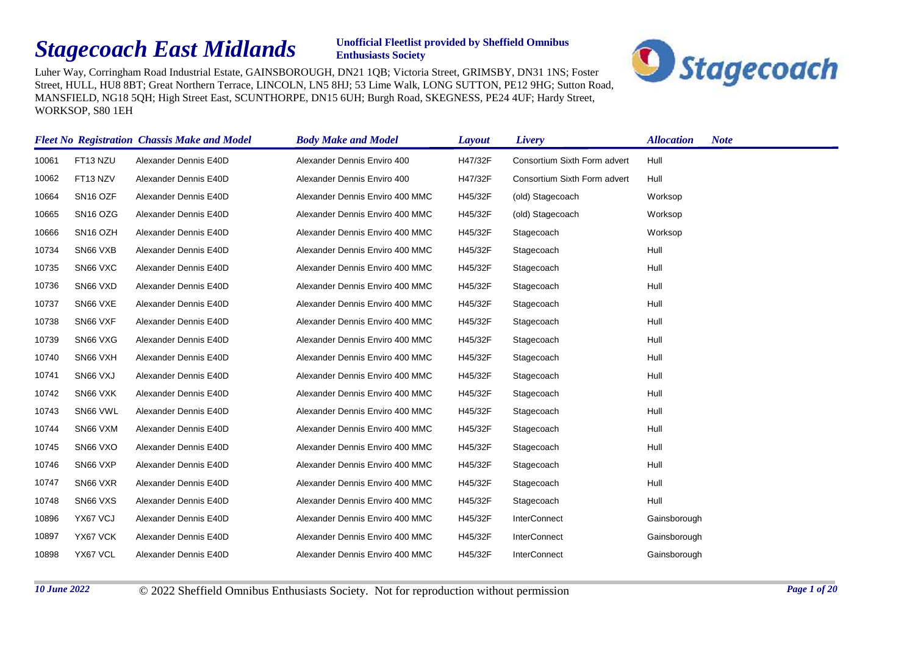# *Stagecoach East Midlands*

**Unofficial Fleetlist provided by Sheffield Omnibus Enthusiasts Society**

Luher Way, Corringham Road Industrial Estate, GAINSBOROUGH, DN21 1QB; Victoria Street, GRIMSBY, DN31 1NS; Foster Street, HULL, HU8 8BT; Great Northern Terrace, LINCOLN, LN5 8HJ; 53 Lime Walk, LONG SUTTON, PE12 9HG; Sutton Road, MANSFIELD, NG18 5QH; High Street East, SCUNTHORPE, DN15 6UH; Burgh Road, SKEGNESS, PE24 4UF; Hardy Street, WORKSOP, S80 1EH

| *Fleet No* | *Registration* | *Chassis Make and Model* | *Body Make and Model* | *Layout* | *Livery* | *Allocation* | *Note* |
|---|---|---|---|---|---|---|---|
| 10061 | FT13 NZU | Alexander Dennis E40D | Alexander Dennis Enviro 400 | H47/32F | Consortium Sixth Form advert | Hull | |
| 10062 | FT13 NZV | Alexander Dennis E40D | Alexander Dennis Enviro 400 | H47/32F | Consortium Sixth Form advert | Hull | |
| 10664 | SN16 OZF | Alexander Dennis E40D | Alexander Dennis Enviro 400 MMC | H45/32F | (old) Stagecoach | Worksop | |
| 10665 | SN16 OZG | Alexander Dennis E40D | Alexander Dennis Enviro 400 MMC | H45/32F | (old) Stagecoach | Worksop | |
| 10666 | SN16 OZH | Alexander Dennis E40D | Alexander Dennis Enviro 400 MMC | H45/32F | Stagecoach | Worksop | |
| 10734 | SN66 VXB | Alexander Dennis E40D | Alexander Dennis Enviro 400 MMC | H45/32F | Stagecoach | Hull | |
| 10735 | SN66 VXC | Alexander Dennis E40D | Alexander Dennis Enviro 400 MMC | H45/32F | Stagecoach | Hull | |
| 10736 | SN66 VXD | Alexander Dennis E40D | Alexander Dennis Enviro 400 MMC | H45/32F | Stagecoach | Hull | |
| 10737 | SN66 VXE | Alexander Dennis E40D | Alexander Dennis Enviro 400 MMC | H45/32F | Stagecoach | Hull | |
| 10738 | SN66 VXF | Alexander Dennis E40D | Alexander Dennis Enviro 400 MMC | H45/32F | Stagecoach | Hull | |
| 10739 | SN66 VXG | Alexander Dennis E40D | Alexander Dennis Enviro 400 MMC | H45/32F | Stagecoach | Hull | |
| 10740 | SN66 VXH | Alexander Dennis E40D | Alexander Dennis Enviro 400 MMC | H45/32F | Stagecoach | Hull | |
| 10741 | SN66 VXJ | Alexander Dennis E40D | Alexander Dennis Enviro 400 MMC | H45/32F | Stagecoach | Hull | |
| 10742 | SN66 VXK | Alexander Dennis E40D | Alexander Dennis Enviro 400 MMC | H45/32F | Stagecoach | Hull | |
| 10743 | SN66 VWL | Alexander Dennis E40D | Alexander Dennis Enviro 400 MMC | H45/32F | Stagecoach | Hull | |
| 10744 | SN66 VXM | Alexander Dennis E40D | Alexander Dennis Enviro 400 MMC | H45/32F | Stagecoach | Hull | |
| 10745 | SN66 VXO | Alexander Dennis E40D | Alexander Dennis Enviro 400 MMC | H45/32F | Stagecoach | Hull | |
| 10746 | SN66 VXP | Alexander Dennis E40D | Alexander Dennis Enviro 400 MMC | H45/32F | Stagecoach | Hull | |
| 10747 | SN66 VXR | Alexander Dennis E40D | Alexander Dennis Enviro 400 MMC | H45/32F | Stagecoach | Hull | |
| 10748 | SN66 VXS | Alexander Dennis E40D | Alexander Dennis Enviro 400 MMC | H45/32F | Stagecoach | Hull | |
| 10896 | YX67 VCJ | Alexander Dennis E40D | Alexander Dennis Enviro 400 MMC | H45/32F | InterConnect | Gainsborough | |
| 10897 | YX67 VCK | Alexander Dennis E40D | Alexander Dennis Enviro 400 MMC | H45/32F | InterConnect | Gainsborough | |
| 10898 | YX67 VCL | Alexander Dennis E40D | Alexander Dennis Enviro 400 MMC | H45/32F | InterConnect | Gainsborough | |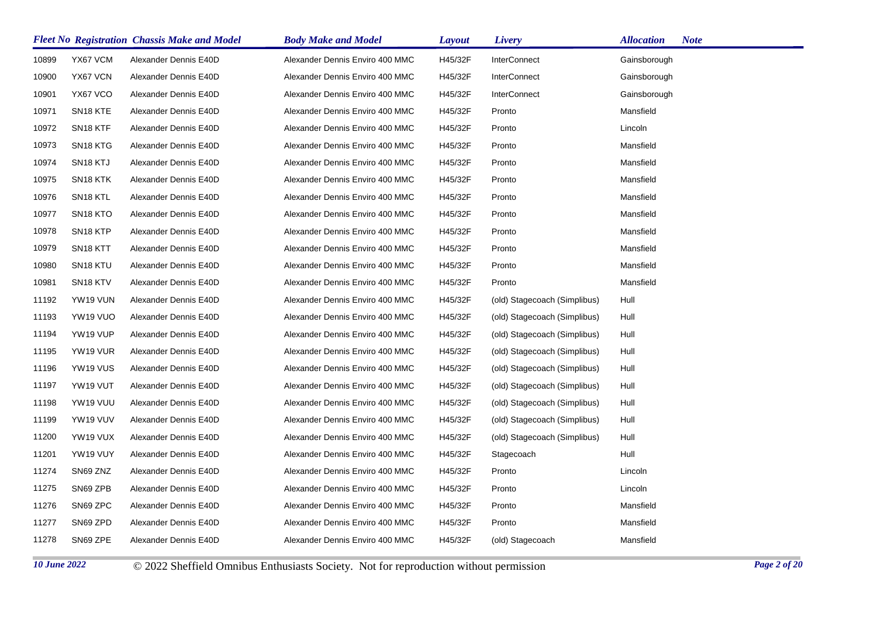| Fleet No | Registration | Chassis Make and Model | Body Make and Model | Layout | Livery | Allocation | Note |
|---|---|---|---|---|---|---|---|
| 10899 | YX67 VCM | Alexander Dennis E40D | Alexander Dennis Enviro 400 MMC | H45/32F | InterConnect | Gainsborough | |
| 10900 | YX67 VCN | Alexander Dennis E40D | Alexander Dennis Enviro 400 MMC | H45/32F | InterConnect | Gainsborough | |
| 10901 | YX67 VCO | Alexander Dennis E40D | Alexander Dennis Enviro 400 MMC | H45/32F | InterConnect | Gainsborough | |
| 10971 | SN18 KTE | Alexander Dennis E40D | Alexander Dennis Enviro 400 MMC | H45/32F | Pronto | Mansfield | |
| 10972 | SN18 KTF | Alexander Dennis E40D | Alexander Dennis Enviro 400 MMC | H45/32F | Pronto | Lincoln | |
| 10973 | SN18 KTG | Alexander Dennis E40D | Alexander Dennis Enviro 400 MMC | H45/32F | Pronto | Mansfield | |
| 10974 | SN18 KTJ | Alexander Dennis E40D | Alexander Dennis Enviro 400 MMC | H45/32F | Pronto | Mansfield | |
| 10975 | SN18 KTK | Alexander Dennis E40D | Alexander Dennis Enviro 400 MMC | H45/32F | Pronto | Mansfield | |
| 10976 | SN18 KTL | Alexander Dennis E40D | Alexander Dennis Enviro 400 MMC | H45/32F | Pronto | Mansfield | |
| 10977 | SN18 KTO | Alexander Dennis E40D | Alexander Dennis Enviro 400 MMC | H45/32F | Pronto | Mansfield | |
| 10978 | SN18 KTP | Alexander Dennis E40D | Alexander Dennis Enviro 400 MMC | H45/32F | Pronto | Mansfield | |
| 10979 | SN18 KTT | Alexander Dennis E40D | Alexander Dennis Enviro 400 MMC | H45/32F | Pronto | Mansfield | |
| 10980 | SN18 KTU | Alexander Dennis E40D | Alexander Dennis Enviro 400 MMC | H45/32F | Pronto | Mansfield | |
| 10981 | SN18 KTV | Alexander Dennis E40D | Alexander Dennis Enviro 400 MMC | H45/32F | Pronto | Mansfield | |
| 11192 | YW19 VUN | Alexander Dennis E40D | Alexander Dennis Enviro 400 MMC | H45/32F | (old) Stagecoach (Simplibus) | Hull | |
| 11193 | YW19 VUO | Alexander Dennis E40D | Alexander Dennis Enviro 400 MMC | H45/32F | (old) Stagecoach (Simplibus) | Hull | |
| 11194 | YW19 VUP | Alexander Dennis E40D | Alexander Dennis Enviro 400 MMC | H45/32F | (old) Stagecoach (Simplibus) | Hull | |
| 11195 | YW19 VUR | Alexander Dennis E40D | Alexander Dennis Enviro 400 MMC | H45/32F | (old) Stagecoach (Simplibus) | Hull | |
| 11196 | YW19 VUS | Alexander Dennis E40D | Alexander Dennis Enviro 400 MMC | H45/32F | (old) Stagecoach (Simplibus) | Hull | |
| 11197 | YW19 VUT | Alexander Dennis E40D | Alexander Dennis Enviro 400 MMC | H45/32F | (old) Stagecoach (Simplibus) | Hull | |
| 11198 | YW19 VUU | Alexander Dennis E40D | Alexander Dennis Enviro 400 MMC | H45/32F | (old) Stagecoach (Simplibus) | Hull | |
| 11199 | YW19 VUV | Alexander Dennis E40D | Alexander Dennis Enviro 400 MMC | H45/32F | (old) Stagecoach (Simplibus) | Hull | |
| 11200 | YW19 VUX | Alexander Dennis E40D | Alexander Dennis Enviro 400 MMC | H45/32F | (old) Stagecoach (Simplibus) | Hull | |
| 11201 | YW19 VUY | Alexander Dennis E40D | Alexander Dennis Enviro 400 MMC | H45/32F | Stagecoach | Hull | |
| 11274 | SN69 ZNZ | Alexander Dennis E40D | Alexander Dennis Enviro 400 MMC | H45/32F | Pronto | Lincoln | |
| 11275 | SN69 ZPB | Alexander Dennis E40D | Alexander Dennis Enviro 400 MMC | H45/32F | Pronto | Lincoln | |
| 11276 | SN69 ZPC | Alexander Dennis E40D | Alexander Dennis Enviro 400 MMC | H45/32F | Pronto | Mansfield | |
| 11277 | SN69 ZPD | Alexander Dennis E40D | Alexander Dennis Enviro 400 MMC | H45/32F | Pronto | Mansfield | |
| 11278 | SN69 ZPE | Alexander Dennis E40D | Alexander Dennis Enviro 400 MMC | H45/32F | (old) Stagecoach | Mansfield | |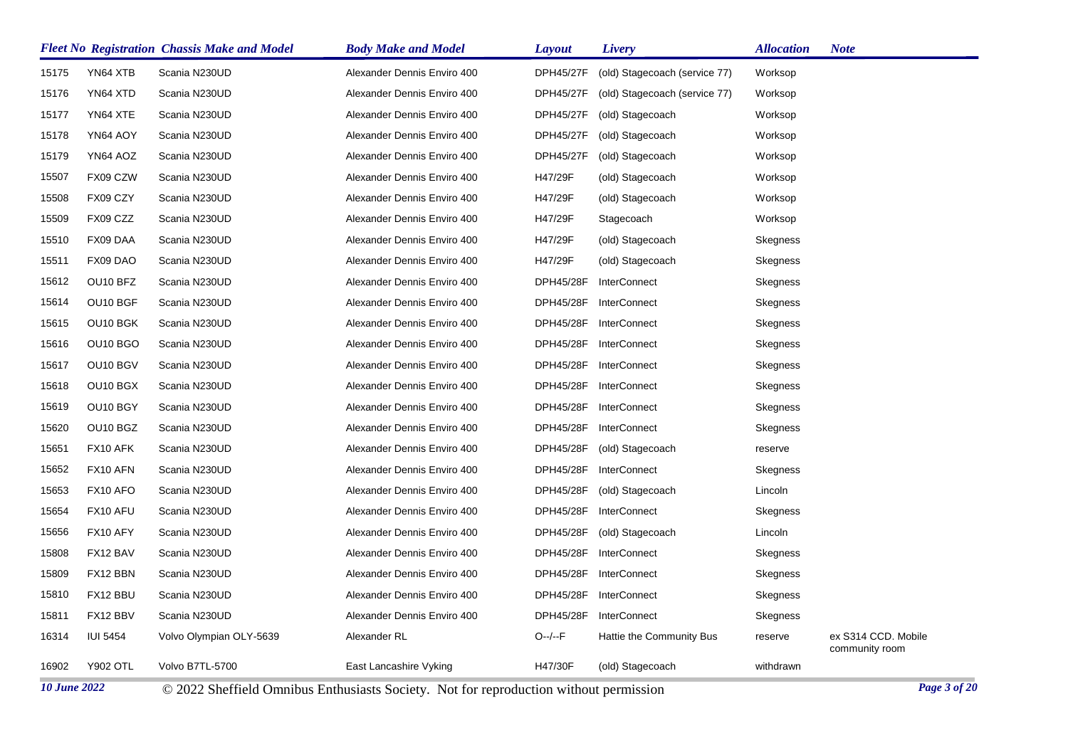| Fleet No | Registration | Chassis Make and Model | Body Make and Model | Layout | Livery | Allocation | Note |
|---|---|---|---|---|---|---|---|
| 15175 | YN64 XTB | Scania N230UD | Alexander Dennis Enviro 400 | DPH45/27F | (old) Stagecoach (service 77) | Worksop | |
| 15176 | YN64 XTD | Scania N230UD | Alexander Dennis Enviro 400 | DPH45/27F | (old) Stagecoach (service 77) | Worksop | |
| 15177 | YN64 XTE | Scania N230UD | Alexander Dennis Enviro 400 | DPH45/27F | (old) Stagecoach | Worksop | |
| 15178 | YN64 AOY | Scania N230UD | Alexander Dennis Enviro 400 | DPH45/27F | (old) Stagecoach | Worksop | |
| 15179 | YN64 AOZ | Scania N230UD | Alexander Dennis Enviro 400 | DPH45/27F | (old) Stagecoach | Worksop | |
| 15507 | FX09 CZW | Scania N230UD | Alexander Dennis Enviro 400 | H47/29F | (old) Stagecoach | Worksop | |
| 15508 | FX09 CZY | Scania N230UD | Alexander Dennis Enviro 400 | H47/29F | (old) Stagecoach | Worksop | |
| 15509 | FX09 CZZ | Scania N230UD | Alexander Dennis Enviro 400 | H47/29F | Stagecoach | Worksop | |
| 15510 | FX09 DAA | Scania N230UD | Alexander Dennis Enviro 400 | H47/29F | (old) Stagecoach | Skegness | |
| 15511 | FX09 DAO | Scania N230UD | Alexander Dennis Enviro 400 | H47/29F | (old) Stagecoach | Skegness | |
| 15612 | OU10 BFZ | Scania N230UD | Alexander Dennis Enviro 400 | DPH45/28F | InterConnect | Skegness | |
| 15614 | OU10 BGF | Scania N230UD | Alexander Dennis Enviro 400 | DPH45/28F | InterConnect | Skegness | |
| 15615 | OU10 BGK | Scania N230UD | Alexander Dennis Enviro 400 | DPH45/28F | InterConnect | Skegness | |
| 15616 | OU10 BGO | Scania N230UD | Alexander Dennis Enviro 400 | DPH45/28F | InterConnect | Skegness | |
| 15617 | OU10 BGV | Scania N230UD | Alexander Dennis Enviro 400 | DPH45/28F | InterConnect | Skegness | |
| 15618 | OU10 BGX | Scania N230UD | Alexander Dennis Enviro 400 | DPH45/28F | InterConnect | Skegness | |
| 15619 | OU10 BGY | Scania N230UD | Alexander Dennis Enviro 400 | DPH45/28F | InterConnect | Skegness | |
| 15620 | OU10 BGZ | Scania N230UD | Alexander Dennis Enviro 400 | DPH45/28F | InterConnect | Skegness | |
| 15651 | FX10 AFK | Scania N230UD | Alexander Dennis Enviro 400 | DPH45/28F | (old) Stagecoach | reserve | |
| 15652 | FX10 AFN | Scania N230UD | Alexander Dennis Enviro 400 | DPH45/28F | InterConnect | Skegness | |
| 15653 | FX10 AFO | Scania N230UD | Alexander Dennis Enviro 400 | DPH45/28F | (old) Stagecoach | Lincoln | |
| 15654 | FX10 AFU | Scania N230UD | Alexander Dennis Enviro 400 | DPH45/28F | InterConnect | Skegness | |
| 15656 | FX10 AFY | Scania N230UD | Alexander Dennis Enviro 400 | DPH45/28F | (old) Stagecoach | Lincoln | |
| 15808 | FX12 BAV | Scania N230UD | Alexander Dennis Enviro 400 | DPH45/28F | InterConnect | Skegness | |
| 15809 | FX12 BBN | Scania N230UD | Alexander Dennis Enviro 400 | DPH45/28F | InterConnect | Skegness | |
| 15810 | FX12 BBU | Scania N230UD | Alexander Dennis Enviro 400 | DPH45/28F | InterConnect | Skegness | |
| 15811 | FX12 BBV | Scania N230UD | Alexander Dennis Enviro 400 | DPH45/28F | InterConnect | Skegness | |
| 16314 | IUI 5454 | Volvo Olympian OLY-5639 | Alexander RL | O--/--F | Hattie the Community Bus | reserve | ex S314 CCD. Mobile community room |
| 16902 | Y902 OTL | Volvo B7TL-5700 | East Lancashire Vyking | H47/30F | (old) Stagecoach | withdrawn | |

*10 June 2022* © 2022 Sheffield Omnibus Enthusiasts Society. Not for reproduction without permission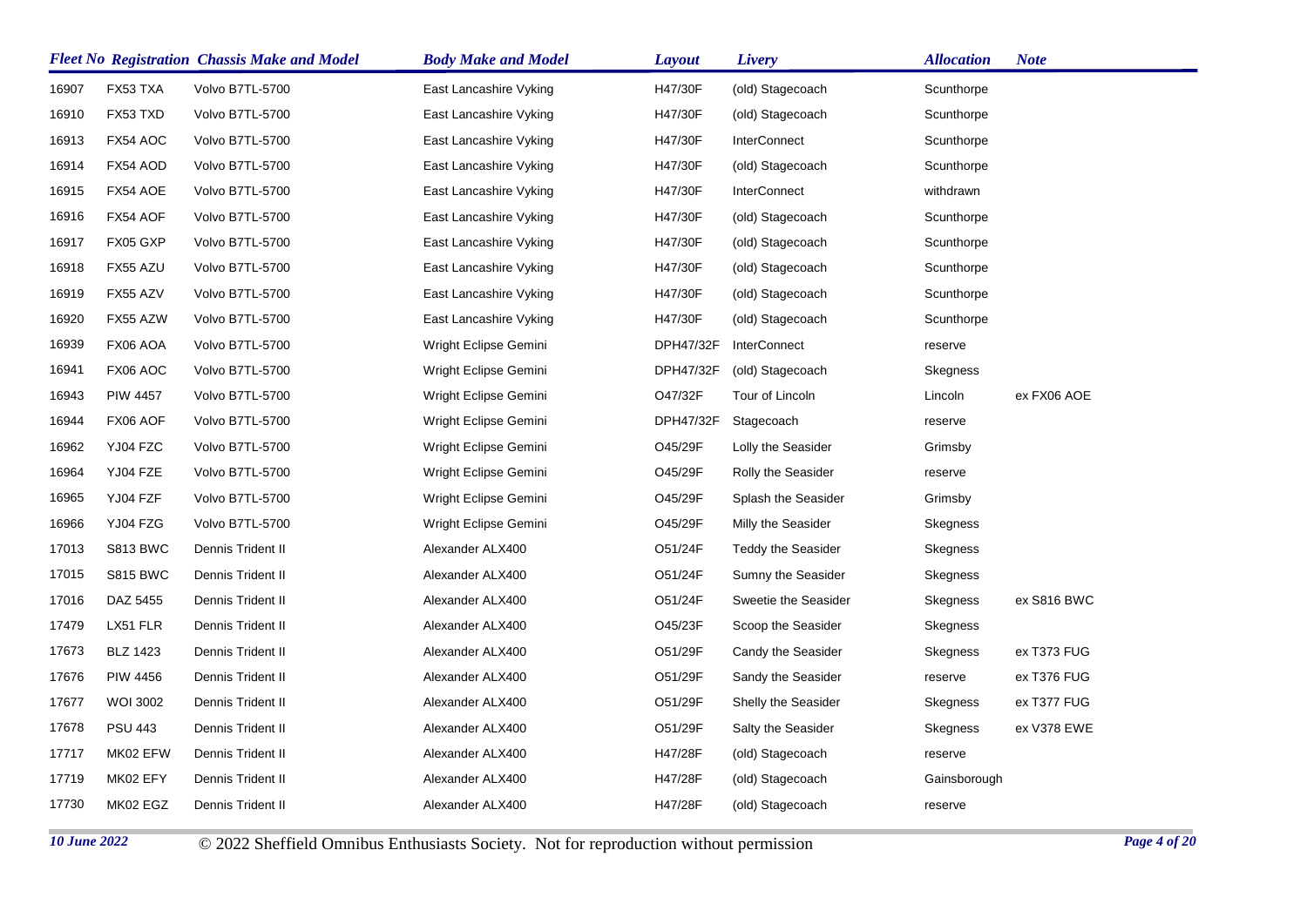| Fleet No | Registration | Chassis Make and Model | Body Make and Model | Layout | Livery | Allocation | Note |
|---|---|---|---|---|---|---|---|
| 16907 | FX53 TXA | Volvo B7TL-5700 | East Lancashire Vyking | H47/30F | (old) Stagecoach | Scunthorpe | |
| 16910 | FX53 TXD | Volvo B7TL-5700 | East Lancashire Vyking | H47/30F | (old) Stagecoach | Scunthorpe | |
| 16913 | FX54 AOC | Volvo B7TL-5700 | East Lancashire Vyking | H47/30F | InterConnect | Scunthorpe | |
| 16914 | FX54 AOD | Volvo B7TL-5700 | East Lancashire Vyking | H47/30F | (old) Stagecoach | Scunthorpe | |
| 16915 | FX54 AOE | Volvo B7TL-5700 | East Lancashire Vyking | H47/30F | InterConnect | withdrawn | |
| 16916 | FX54 AOF | Volvo B7TL-5700 | East Lancashire Vyking | H47/30F | (old) Stagecoach | Scunthorpe | |
| 16917 | FX05 GXP | Volvo B7TL-5700 | East Lancashire Vyking | H47/30F | (old) Stagecoach | Scunthorpe | |
| 16918 | FX55 AZU | Volvo B7TL-5700 | East Lancashire Vyking | H47/30F | (old) Stagecoach | Scunthorpe | |
| 16919 | FX55 AZV | Volvo B7TL-5700 | East Lancashire Vyking | H47/30F | (old) Stagecoach | Scunthorpe | |
| 16920 | FX55 AZW | Volvo B7TL-5700 | East Lancashire Vyking | H47/30F | (old) Stagecoach | Scunthorpe | |
| 16939 | FX06 AOA | Volvo B7TL-5700 | Wright Eclipse Gemini | DPH47/32F | InterConnect | reserve | |
| 16941 | FX06 AOC | Volvo B7TL-5700 | Wright Eclipse Gemini | DPH47/32F | (old) Stagecoach | Skegness | |
| 16943 | PIW 4457 | Volvo B7TL-5700 | Wright Eclipse Gemini | O47/32F | Tour of Lincoln | Lincoln | ex FX06 AOE |
| 16944 | FX06 AOF | Volvo B7TL-5700 | Wright Eclipse Gemini | DPH47/32F | Stagecoach | reserve | |
| 16962 | YJ04 FZC | Volvo B7TL-5700 | Wright Eclipse Gemini | O45/29F | Lolly the Seasider | Grimsby | |
| 16964 | YJ04 FZE | Volvo B7TL-5700 | Wright Eclipse Gemini | O45/29F | Rolly the Seasider | reserve | |
| 16965 | YJ04 FZF | Volvo B7TL-5700 | Wright Eclipse Gemini | O45/29F | Splash the Seasider | Grimsby | |
| 16966 | YJ04 FZG | Volvo B7TL-5700 | Wright Eclipse Gemini | O45/29F | Milly the Seasider | Skegness | |
| 17013 | S813 BWC | Dennis Trident II | Alexander ALX400 | O51/24F | Teddy the Seasider | Skegness | |
| 17015 | S815 BWC | Dennis Trident II | Alexander ALX400 | O51/24F | Sumny the Seasider | Skegness | |
| 17016 | DAZ 5455 | Dennis Trident II | Alexander ALX400 | O51/24F | Sweetie the Seasider | Skegness | ex S816 BWC |
| 17479 | LX51 FLR | Dennis Trident II | Alexander ALX400 | O45/23F | Scoop the Seasider | Skegness | |
| 17673 | BLZ 1423 | Dennis Trident II | Alexander ALX400 | O51/29F | Candy the Seasider | Skegness | ex T373 FUG |
| 17676 | PIW 4456 | Dennis Trident II | Alexander ALX400 | O51/29F | Sandy the Seasider | reserve | ex T376 FUG |
| 17677 | WOI 3002 | Dennis Trident II | Alexander ALX400 | O51/29F | Shelly the Seasider | Skegness | ex T377 FUG |
| 17678 | PSU 443 | Dennis Trident II | Alexander ALX400 | O51/29F | Salty the Seasider | Skegness | ex V378 EWE |
| 17717 | MK02 EFW | Dennis Trident II | Alexander ALX400 | H47/28F | (old) Stagecoach | reserve | |
| 17719 | MK02 EFY | Dennis Trident II | Alexander ALX400 | H47/28F | (old) Stagecoach | Gainsborough | |
| 17730 | MK02 EGZ | Dennis Trident II | Alexander ALX400 | H47/28F | (old) Stagecoach | reserve | |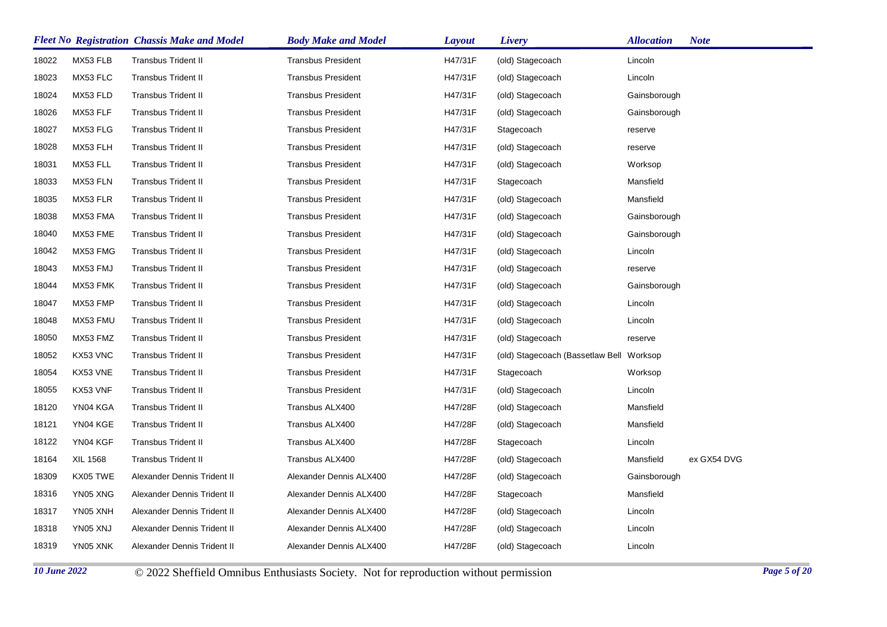| Fleet No | Registration | Chassis Make and Model | Body Make and Model | Layout | Livery | Allocation | Note |
|---|---|---|---|---|---|---|---|
| 18022 | MX53 FLB | Transbus Trident II | Transbus President | H47/31F | (old) Stagecoach | Lincoln | |
| 18023 | MX53 FLC | Transbus Trident II | Transbus President | H47/31F | (old) Stagecoach | Lincoln | |
| 18024 | MX53 FLD | Transbus Trident II | Transbus President | H47/31F | (old) Stagecoach | Gainsborough | |
| 18026 | MX53 FLF | Transbus Trident II | Transbus President | H47/31F | (old) Stagecoach | Gainsborough | |
| 18027 | MX53 FLG | Transbus Trident II | Transbus President | H47/31F | Stagecoach | reserve | |
| 18028 | MX53 FLH | Transbus Trident II | Transbus President | H47/31F | (old) Stagecoach | reserve | |
| 18031 | MX53 FLL | Transbus Trident II | Transbus President | H47/31F | (old) Stagecoach | Worksop | |
| 18033 | MX53 FLN | Transbus Trident II | Transbus President | H47/31F | Stagecoach | Mansfield | |
| 18035 | MX53 FLR | Transbus Trident II | Transbus President | H47/31F | (old) Stagecoach | Mansfield | |
| 18038 | MX53 FMA | Transbus Trident II | Transbus President | H47/31F | (old) Stagecoach | Gainsborough | |
| 18040 | MX53 FME | Transbus Trident II | Transbus President | H47/31F | (old) Stagecoach | Gainsborough | |
| 18042 | MX53 FMG | Transbus Trident II | Transbus President | H47/31F | (old) Stagecoach | Lincoln | |
| 18043 | MX53 FMJ | Transbus Trident II | Transbus President | H47/31F | (old) Stagecoach | reserve | |
| 18044 | MX53 FMK | Transbus Trident II | Transbus President | H47/31F | (old) Stagecoach | Gainsborough | |
| 18047 | MX53 FMP | Transbus Trident II | Transbus President | H47/31F | (old) Stagecoach | Lincoln | |
| 18048 | MX53 FMU | Transbus Trident II | Transbus President | H47/31F | (old) Stagecoach | Lincoln | |
| 18050 | MX53 FMZ | Transbus Trident II | Transbus President | H47/31F | (old) Stagecoach | reserve | |
| 18052 | KX53 VNC | Transbus Trident II | Transbus President | H47/31F | (old) Stagecoach (Bassetlaw Bell | Worksop | |
| 18054 | KX53 VNE | Transbus Trident II | Transbus President | H47/31F | Stagecoach | Worksop | |
| 18055 | KX53 VNF | Transbus Trident II | Transbus President | H47/31F | (old) Stagecoach | Lincoln | |
| 18120 | YN04 KGA | Transbus Trident II | Transbus ALX400 | H47/28F | (old) Stagecoach | Mansfield | |
| 18121 | YN04 KGE | Transbus Trident II | Transbus ALX400 | H47/28F | (old) Stagecoach | Mansfield | |
| 18122 | YN04 KGF | Transbus Trident II | Transbus ALX400 | H47/28F | Stagecoach | Lincoln | |
| 18164 | XIL 1568 | Transbus Trident II | Transbus ALX400 | H47/28F | (old) Stagecoach | Mansfield | ex GX54 DVG |
| 18309 | KX05 TWE | Alexander Dennis Trident II | Alexander Dennis ALX400 | H47/28F | (old) Stagecoach | Gainsborough | |
| 18316 | YN05 XNG | Alexander Dennis Trident II | Alexander Dennis ALX400 | H47/28F | Stagecoach | Mansfield | |
| 18317 | YN05 XNH | Alexander Dennis Trident II | Alexander Dennis ALX400 | H47/28F | (old) Stagecoach | Lincoln | |
| 18318 | YN05 XNJ | Alexander Dennis Trident II | Alexander Dennis ALX400 | H47/28F | (old) Stagecoach | Lincoln | |
| 18319 | YN05 XNK | Alexander Dennis Trident II | Alexander Dennis ALX400 | H47/28F | (old) Stagecoach | Lincoln | |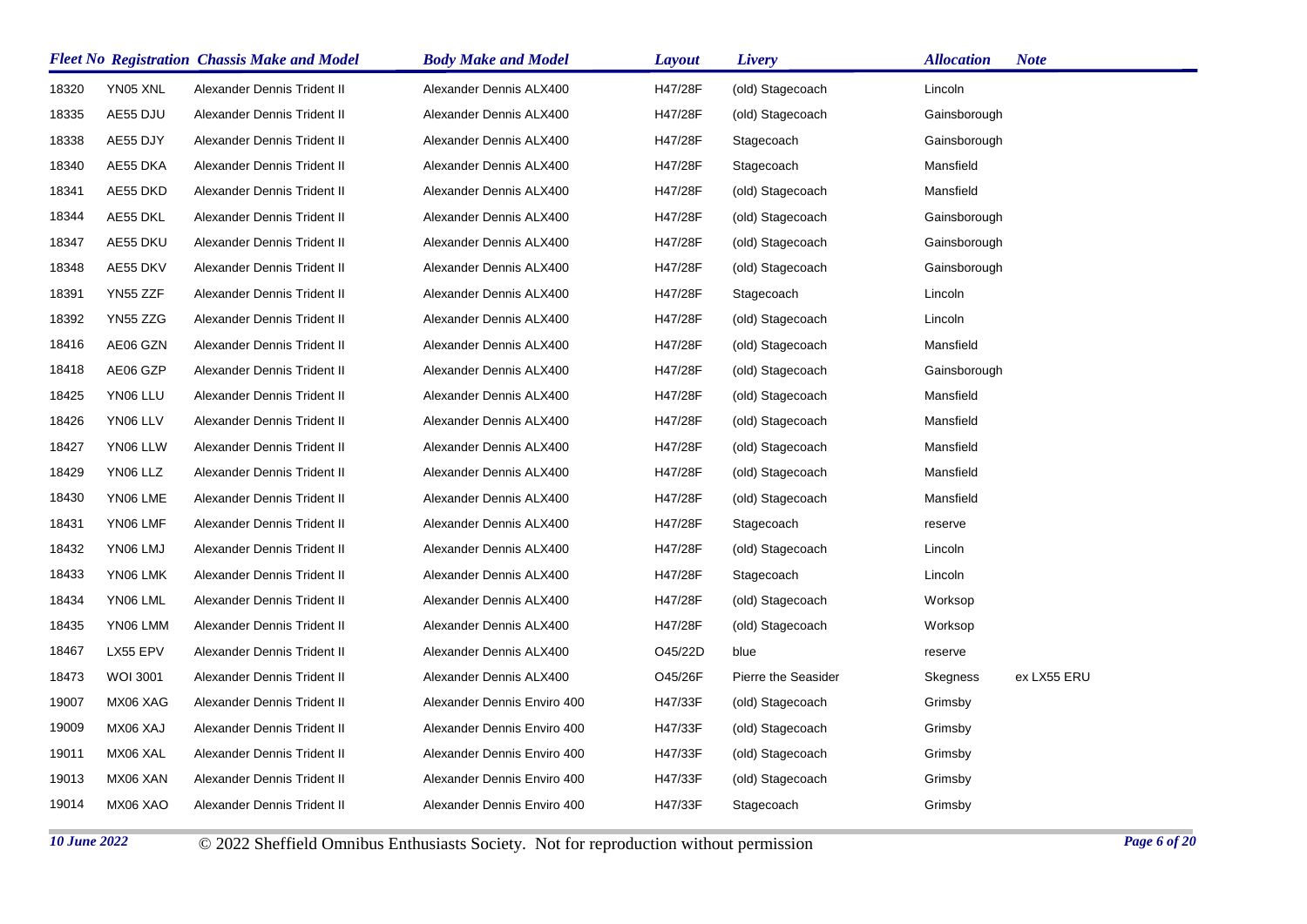| Fleet No | Registration | Chassis Make and Model | Body Make and Model | Layout | Livery | Allocation | Note |
|---|---|---|---|---|---|---|---|
| 18320 | YN05 XNL | Alexander Dennis Trident II | Alexander Dennis ALX400 | H47/28F | (old) Stagecoach | Lincoln | |
| 18335 | AE55 DJU | Alexander Dennis Trident II | Alexander Dennis ALX400 | H47/28F | (old) Stagecoach | Gainsborough | |
| 18338 | AE55 DJY | Alexander Dennis Trident II | Alexander Dennis ALX400 | H47/28F | Stagecoach | Gainsborough | |
| 18340 | AE55 DKA | Alexander Dennis Trident II | Alexander Dennis ALX400 | H47/28F | Stagecoach | Mansfield | |
| 18341 | AE55 DKD | Alexander Dennis Trident II | Alexander Dennis ALX400 | H47/28F | (old) Stagecoach | Mansfield | |
| 18344 | AE55 DKL | Alexander Dennis Trident II | Alexander Dennis ALX400 | H47/28F | (old) Stagecoach | Gainsborough | |
| 18347 | AE55 DKU | Alexander Dennis Trident II | Alexander Dennis ALX400 | H47/28F | (old) Stagecoach | Gainsborough | |
| 18348 | AE55 DKV | Alexander Dennis Trident II | Alexander Dennis ALX400 | H47/28F | (old) Stagecoach | Gainsborough | |
| 18391 | YN55 ZZF | Alexander Dennis Trident II | Alexander Dennis ALX400 | H47/28F | Stagecoach | Lincoln | |
| 18392 | YN55 ZZG | Alexander Dennis Trident II | Alexander Dennis ALX400 | H47/28F | (old) Stagecoach | Lincoln | |
| 18416 | AE06 GZN | Alexander Dennis Trident II | Alexander Dennis ALX400 | H47/28F | (old) Stagecoach | Mansfield | |
| 18418 | AE06 GZP | Alexander Dennis Trident II | Alexander Dennis ALX400 | H47/28F | (old) Stagecoach | Gainsborough | |
| 18425 | YN06 LLU | Alexander Dennis Trident II | Alexander Dennis ALX400 | H47/28F | (old) Stagecoach | Mansfield | |
| 18426 | YN06 LLV | Alexander Dennis Trident II | Alexander Dennis ALX400 | H47/28F | (old) Stagecoach | Mansfield | |
| 18427 | YN06 LLW | Alexander Dennis Trident II | Alexander Dennis ALX400 | H47/28F | (old) Stagecoach | Mansfield | |
| 18429 | YN06 LLZ | Alexander Dennis Trident II | Alexander Dennis ALX400 | H47/28F | (old) Stagecoach | Mansfield | |
| 18430 | YN06 LME | Alexander Dennis Trident II | Alexander Dennis ALX400 | H47/28F | (old) Stagecoach | Mansfield | |
| 18431 | YN06 LMF | Alexander Dennis Trident II | Alexander Dennis ALX400 | H47/28F | Stagecoach | reserve | |
| 18432 | YN06 LMJ | Alexander Dennis Trident II | Alexander Dennis ALX400 | H47/28F | (old) Stagecoach | Lincoln | |
| 18433 | YN06 LMK | Alexander Dennis Trident II | Alexander Dennis ALX400 | H47/28F | Stagecoach | Lincoln | |
| 18434 | YN06 LML | Alexander Dennis Trident II | Alexander Dennis ALX400 | H47/28F | (old) Stagecoach | Worksop | |
| 18435 | YN06 LMM | Alexander Dennis Trident II | Alexander Dennis ALX400 | H47/28F | (old) Stagecoach | Worksop | |
| 18467 | LX55 EPV | Alexander Dennis Trident II | Alexander Dennis ALX400 | O45/22D | blue | reserve | |
| 18473 | WOI 3001 | Alexander Dennis Trident II | Alexander Dennis ALX400 | O45/26F | Pierre the Seasider | Skegness | ex LX55 ERU |
| 19007 | MX06 XAG | Alexander Dennis Trident II | Alexander Dennis Enviro 400 | H47/33F | (old) Stagecoach | Grimsby | |
| 19009 | MX06 XAJ | Alexander Dennis Trident II | Alexander Dennis Enviro 400 | H47/33F | (old) Stagecoach | Grimsby | |
| 19011 | MX06 XAL | Alexander Dennis Trident II | Alexander Dennis Enviro 400 | H47/33F | (old) Stagecoach | Grimsby | |
| 19013 | MX06 XAN | Alexander Dennis Trident II | Alexander Dennis Enviro 400 | H47/33F | (old) Stagecoach | Grimsby | |
| 19014 | MX06 XAO | Alexander Dennis Trident II | Alexander Dennis Enviro 400 | H47/33F | Stagecoach | Grimsby | |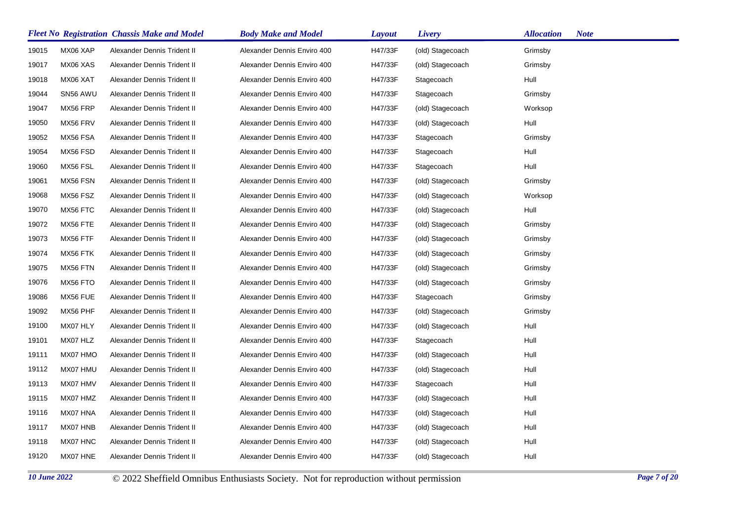| Fleet No | Registration | Chassis Make and Model | Body Make and Model | Layout | Livery | Allocation | Note |
|---|---|---|---|---|---|---|---|
| 19015 | MX06 XAP | Alexander Dennis Trident II | Alexander Dennis Enviro 400 | H47/33F | (old) Stagecoach | Grimsby | |
| 19017 | MX06 XAS | Alexander Dennis Trident II | Alexander Dennis Enviro 400 | H47/33F | (old) Stagecoach | Grimsby | |
| 19018 | MX06 XAT | Alexander Dennis Trident II | Alexander Dennis Enviro 400 | H47/33F | Stagecoach | Hull | |
| 19044 | SN56 AWU | Alexander Dennis Trident II | Alexander Dennis Enviro 400 | H47/33F | Stagecoach | Grimsby | |
| 19047 | MX56 FRP | Alexander Dennis Trident II | Alexander Dennis Enviro 400 | H47/33F | (old) Stagecoach | Worksop | |
| 19050 | MX56 FRV | Alexander Dennis Trident II | Alexander Dennis Enviro 400 | H47/33F | (old) Stagecoach | Hull | |
| 19052 | MX56 FSA | Alexander Dennis Trident II | Alexander Dennis Enviro 400 | H47/33F | Stagecoach | Grimsby | |
| 19054 | MX56 FSD | Alexander Dennis Trident II | Alexander Dennis Enviro 400 | H47/33F | Stagecoach | Hull | |
| 19060 | MX56 FSL | Alexander Dennis Trident II | Alexander Dennis Enviro 400 | H47/33F | Stagecoach | Hull | |
| 19061 | MX56 FSN | Alexander Dennis Trident II | Alexander Dennis Enviro 400 | H47/33F | (old) Stagecoach | Grimsby | |
| 19068 | MX56 FSZ | Alexander Dennis Trident II | Alexander Dennis Enviro 400 | H47/33F | (old) Stagecoach | Worksop | |
| 19070 | MX56 FTC | Alexander Dennis Trident II | Alexander Dennis Enviro 400 | H47/33F | (old) Stagecoach | Hull | |
| 19072 | MX56 FTE | Alexander Dennis Trident II | Alexander Dennis Enviro 400 | H47/33F | (old) Stagecoach | Grimsby | |
| 19073 | MX56 FTF | Alexander Dennis Trident II | Alexander Dennis Enviro 400 | H47/33F | (old) Stagecoach | Grimsby | |
| 19074 | MX56 FTK | Alexander Dennis Trident II | Alexander Dennis Enviro 400 | H47/33F | (old) Stagecoach | Grimsby | |
| 19075 | MX56 FTN | Alexander Dennis Trident II | Alexander Dennis Enviro 400 | H47/33F | (old) Stagecoach | Grimsby | |
| 19076 | MX56 FTO | Alexander Dennis Trident II | Alexander Dennis Enviro 400 | H47/33F | (old) Stagecoach | Grimsby | |
| 19086 | MX56 FUE | Alexander Dennis Trident II | Alexander Dennis Enviro 400 | H47/33F | Stagecoach | Grimsby | |
| 19092 | MX56 PHF | Alexander Dennis Trident II | Alexander Dennis Enviro 400 | H47/33F | (old) Stagecoach | Grimsby | |
| 19100 | MX07 HLY | Alexander Dennis Trident II | Alexander Dennis Enviro 400 | H47/33F | (old) Stagecoach | Hull | |
| 19101 | MX07 HLZ | Alexander Dennis Trident II | Alexander Dennis Enviro 400 | H47/33F | Stagecoach | Hull | |
| 19111 | MX07 HMO | Alexander Dennis Trident II | Alexander Dennis Enviro 400 | H47/33F | (old) Stagecoach | Hull | |
| 19112 | MX07 HMU | Alexander Dennis Trident II | Alexander Dennis Enviro 400 | H47/33F | (old) Stagecoach | Hull | |
| 19113 | MX07 HMV | Alexander Dennis Trident II | Alexander Dennis Enviro 400 | H47/33F | Stagecoach | Hull | |
| 19115 | MX07 HMZ | Alexander Dennis Trident II | Alexander Dennis Enviro 400 | H47/33F | (old) Stagecoach | Hull | |
| 19116 | MX07 HNA | Alexander Dennis Trident II | Alexander Dennis Enviro 400 | H47/33F | (old) Stagecoach | Hull | |
| 19117 | MX07 HNB | Alexander Dennis Trident II | Alexander Dennis Enviro 400 | H47/33F | (old) Stagecoach | Hull | |
| 19118 | MX07 HNC | Alexander Dennis Trident II | Alexander Dennis Enviro 400 | H47/33F | (old) Stagecoach | Hull | |
| 19120 | MX07 HNE | Alexander Dennis Trident II | Alexander Dennis Enviro 400 | H47/33F | (old) Stagecoach | Hull | |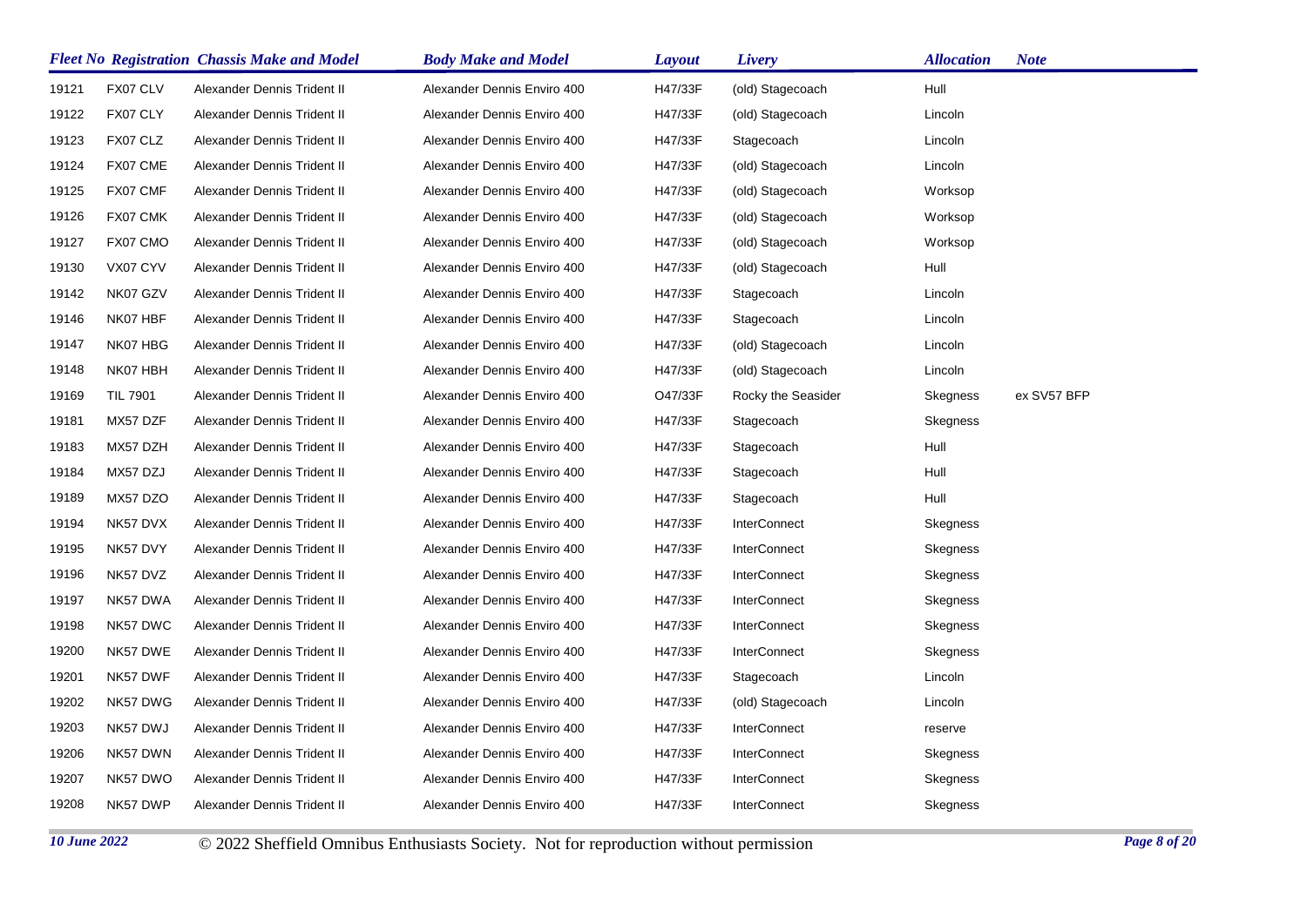| Fleet No | Registration | Chassis Make and Model | Body Make and Model | Layout | Livery | Allocation | Note |
|---|---|---|---|---|---|---|---|
| 19121 | FX07 CLV | Alexander Dennis Trident II | Alexander Dennis Enviro 400 | H47/33F | (old) Stagecoach | Hull | |
| 19122 | FX07 CLY | Alexander Dennis Trident II | Alexander Dennis Enviro 400 | H47/33F | (old) Stagecoach | Lincoln | |
| 19123 | FX07 CLZ | Alexander Dennis Trident II | Alexander Dennis Enviro 400 | H47/33F | Stagecoach | Lincoln | |
| 19124 | FX07 CME | Alexander Dennis Trident II | Alexander Dennis Enviro 400 | H47/33F | (old) Stagecoach | Lincoln | |
| 19125 | FX07 CMF | Alexander Dennis Trident II | Alexander Dennis Enviro 400 | H47/33F | (old) Stagecoach | Worksop | |
| 19126 | FX07 CMK | Alexander Dennis Trident II | Alexander Dennis Enviro 400 | H47/33F | (old) Stagecoach | Worksop | |
| 19127 | FX07 CMO | Alexander Dennis Trident II | Alexander Dennis Enviro 400 | H47/33F | (old) Stagecoach | Worksop | |
| 19130 | VX07 CYV | Alexander Dennis Trident II | Alexander Dennis Enviro 400 | H47/33F | (old) Stagecoach | Hull | |
| 19142 | NK07 GZV | Alexander Dennis Trident II | Alexander Dennis Enviro 400 | H47/33F | Stagecoach | Lincoln | |
| 19146 | NK07 HBF | Alexander Dennis Trident II | Alexander Dennis Enviro 400 | H47/33F | Stagecoach | Lincoln | |
| 19147 | NK07 HBG | Alexander Dennis Trident II | Alexander Dennis Enviro 400 | H47/33F | (old) Stagecoach | Lincoln | |
| 19148 | NK07 HBH | Alexander Dennis Trident II | Alexander Dennis Enviro 400 | H47/33F | (old) Stagecoach | Lincoln | |
| 19169 | TIL 7901 | Alexander Dennis Trident II | Alexander Dennis Enviro 400 | O47/33F | Rocky the Seasider | Skegness | ex SV57 BFP |
| 19181 | MX57 DZF | Alexander Dennis Trident II | Alexander Dennis Enviro 400 | H47/33F | Stagecoach | Skegness | |
| 19183 | MX57 DZH | Alexander Dennis Trident II | Alexander Dennis Enviro 400 | H47/33F | Stagecoach | Hull | |
| 19184 | MX57 DZJ | Alexander Dennis Trident II | Alexander Dennis Enviro 400 | H47/33F | Stagecoach | Hull | |
| 19189 | MX57 DZO | Alexander Dennis Trident II | Alexander Dennis Enviro 400 | H47/33F | Stagecoach | Hull | |
| 19194 | NK57 DVX | Alexander Dennis Trident II | Alexander Dennis Enviro 400 | H47/33F | InterConnect | Skegness | |
| 19195 | NK57 DVY | Alexander Dennis Trident II | Alexander Dennis Enviro 400 | H47/33F | InterConnect | Skegness | |
| 19196 | NK57 DVZ | Alexander Dennis Trident II | Alexander Dennis Enviro 400 | H47/33F | InterConnect | Skegness | |
| 19197 | NK57 DWA | Alexander Dennis Trident II | Alexander Dennis Enviro 400 | H47/33F | InterConnect | Skegness | |
| 19198 | NK57 DWC | Alexander Dennis Trident II | Alexander Dennis Enviro 400 | H47/33F | InterConnect | Skegness | |
| 19200 | NK57 DWE | Alexander Dennis Trident II | Alexander Dennis Enviro 400 | H47/33F | InterConnect | Skegness | |
| 19201 | NK57 DWF | Alexander Dennis Trident II | Alexander Dennis Enviro 400 | H47/33F | Stagecoach | Lincoln | |
| 19202 | NK57 DWG | Alexander Dennis Trident II | Alexander Dennis Enviro 400 | H47/33F | (old) Stagecoach | Lincoln | |
| 19203 | NK57 DWJ | Alexander Dennis Trident II | Alexander Dennis Enviro 400 | H47/33F | InterConnect | reserve | |
| 19206 | NK57 DWN | Alexander Dennis Trident II | Alexander Dennis Enviro 400 | H47/33F | InterConnect | Skegness | |
| 19207 | NK57 DWO | Alexander Dennis Trident II | Alexander Dennis Enviro 400 | H47/33F | InterConnect | Skegness | |
| 19208 | NK57 DWP | Alexander Dennis Trident II | Alexander Dennis Enviro 400 | H47/33F | InterConnect | Skegness | |

*10 June 2022* © 2022 Sheffield Omnibus Enthusiasts Society. Not for reproduction without permission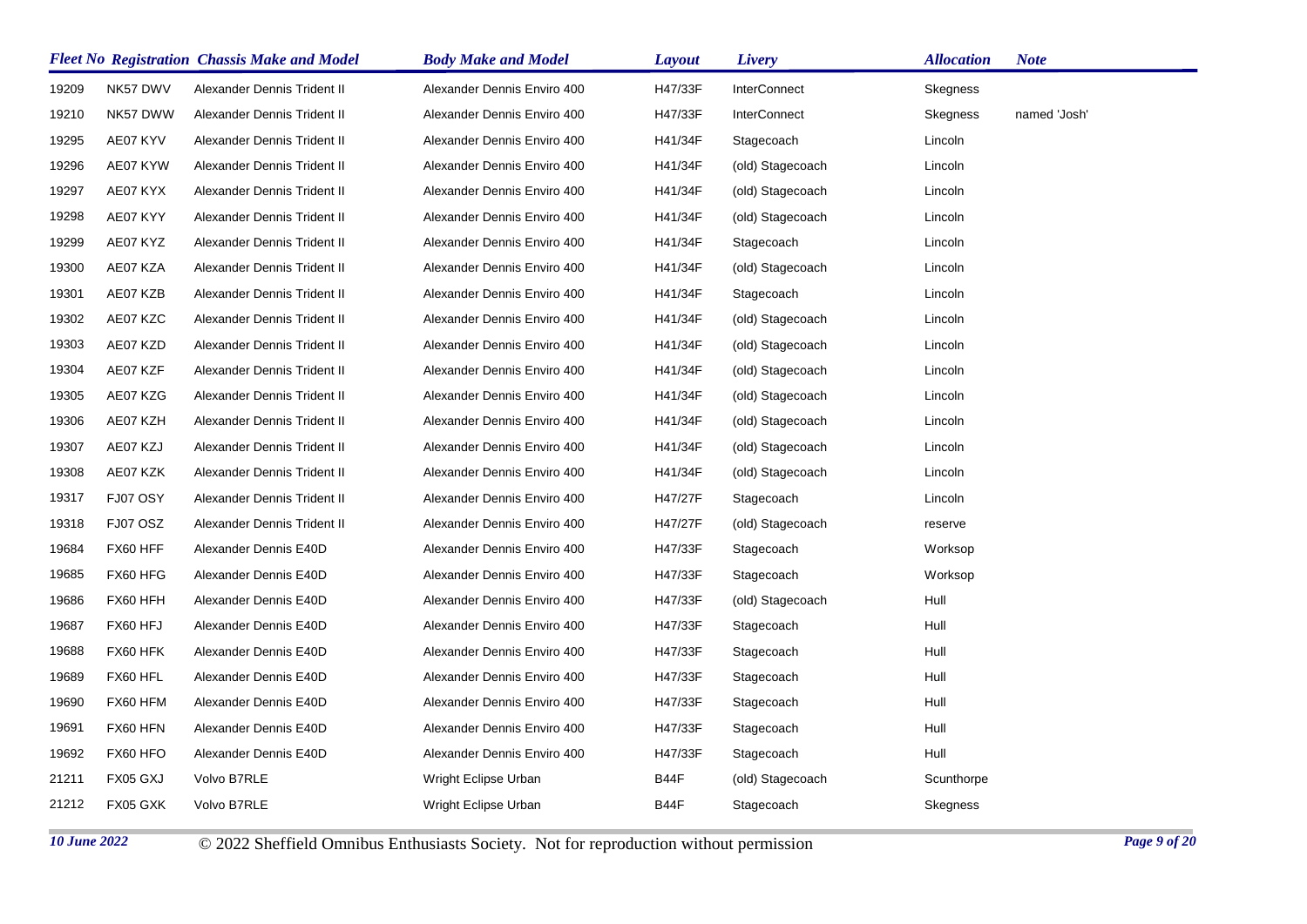| Fleet No | Registration | Chassis Make and Model | Body Make and Model | Layout | Livery | Allocation | Note |
|---|---|---|---|---|---|---|---|
| 19209 | NK57 DWV | Alexander Dennis Trident II | Alexander Dennis Enviro 400 | H47/33F | InterConnect | Skegness | |
| 19210 | NK57 DWW | Alexander Dennis Trident II | Alexander Dennis Enviro 400 | H47/33F | InterConnect | Skegness | named 'Josh' |
| 19295 | AE07 KYV | Alexander Dennis Trident II | Alexander Dennis Enviro 400 | H41/34F | Stagecoach | Lincoln | |
| 19296 | AE07 KYW | Alexander Dennis Trident II | Alexander Dennis Enviro 400 | H41/34F | (old) Stagecoach | Lincoln | |
| 19297 | AE07 KYX | Alexander Dennis Trident II | Alexander Dennis Enviro 400 | H41/34F | (old) Stagecoach | Lincoln | |
| 19298 | AE07 KYY | Alexander Dennis Trident II | Alexander Dennis Enviro 400 | H41/34F | (old) Stagecoach | Lincoln | |
| 19299 | AE07 KYZ | Alexander Dennis Trident II | Alexander Dennis Enviro 400 | H41/34F | Stagecoach | Lincoln | |
| 19300 | AE07 KZA | Alexander Dennis Trident II | Alexander Dennis Enviro 400 | H41/34F | (old) Stagecoach | Lincoln | |
| 19301 | AE07 KZB | Alexander Dennis Trident II | Alexander Dennis Enviro 400 | H41/34F | Stagecoach | Lincoln | |
| 19302 | AE07 KZC | Alexander Dennis Trident II | Alexander Dennis Enviro 400 | H41/34F | (old) Stagecoach | Lincoln | |
| 19303 | AE07 KZD | Alexander Dennis Trident II | Alexander Dennis Enviro 400 | H41/34F | (old) Stagecoach | Lincoln | |
| 19304 | AE07 KZF | Alexander Dennis Trident II | Alexander Dennis Enviro 400 | H41/34F | (old) Stagecoach | Lincoln | |
| 19305 | AE07 KZG | Alexander Dennis Trident II | Alexander Dennis Enviro 400 | H41/34F | (old) Stagecoach | Lincoln | |
| 19306 | AE07 KZH | Alexander Dennis Trident II | Alexander Dennis Enviro 400 | H41/34F | (old) Stagecoach | Lincoln | |
| 19307 | AE07 KZJ | Alexander Dennis Trident II | Alexander Dennis Enviro 400 | H41/34F | (old) Stagecoach | Lincoln | |
| 19308 | AE07 KZK | Alexander Dennis Trident II | Alexander Dennis Enviro 400 | H41/34F | (old) Stagecoach | Lincoln | |
| 19317 | FJ07 OSY | Alexander Dennis Trident II | Alexander Dennis Enviro 400 | H47/27F | Stagecoach | Lincoln | |
| 19318 | FJ07 OSZ | Alexander Dennis Trident II | Alexander Dennis Enviro 400 | H47/27F | (old) Stagecoach | reserve | |
| 19684 | FX60 HFF | Alexander Dennis E40D | Alexander Dennis Enviro 400 | H47/33F | Stagecoach | Worksop | |
| 19685 | FX60 HFG | Alexander Dennis E40D | Alexander Dennis Enviro 400 | H47/33F | Stagecoach | Worksop | |
| 19686 | FX60 HFH | Alexander Dennis E40D | Alexander Dennis Enviro 400 | H47/33F | (old) Stagecoach | Hull | |
| 19687 | FX60 HFJ | Alexander Dennis E40D | Alexander Dennis Enviro 400 | H47/33F | Stagecoach | Hull | |
| 19688 | FX60 HFK | Alexander Dennis E40D | Alexander Dennis Enviro 400 | H47/33F | Stagecoach | Hull | |
| 19689 | FX60 HFL | Alexander Dennis E40D | Alexander Dennis Enviro 400 | H47/33F | Stagecoach | Hull | |
| 19690 | FX60 HFM | Alexander Dennis E40D | Alexander Dennis Enviro 400 | H47/33F | Stagecoach | Hull | |
| 19691 | FX60 HFN | Alexander Dennis E40D | Alexander Dennis Enviro 400 | H47/33F | Stagecoach | Hull | |
| 19692 | FX60 HFO | Alexander Dennis E40D | Alexander Dennis Enviro 400 | H47/33F | Stagecoach | Hull | |
| 21211 | FX05 GXJ | Volvo B7RLE | Wright Eclipse Urban | B44F | (old) Stagecoach | Scunthorpe | |
| 21212 | FX05 GXK | Volvo B7RLE | Wright Eclipse Urban | B44F | Stagecoach | Skegness | |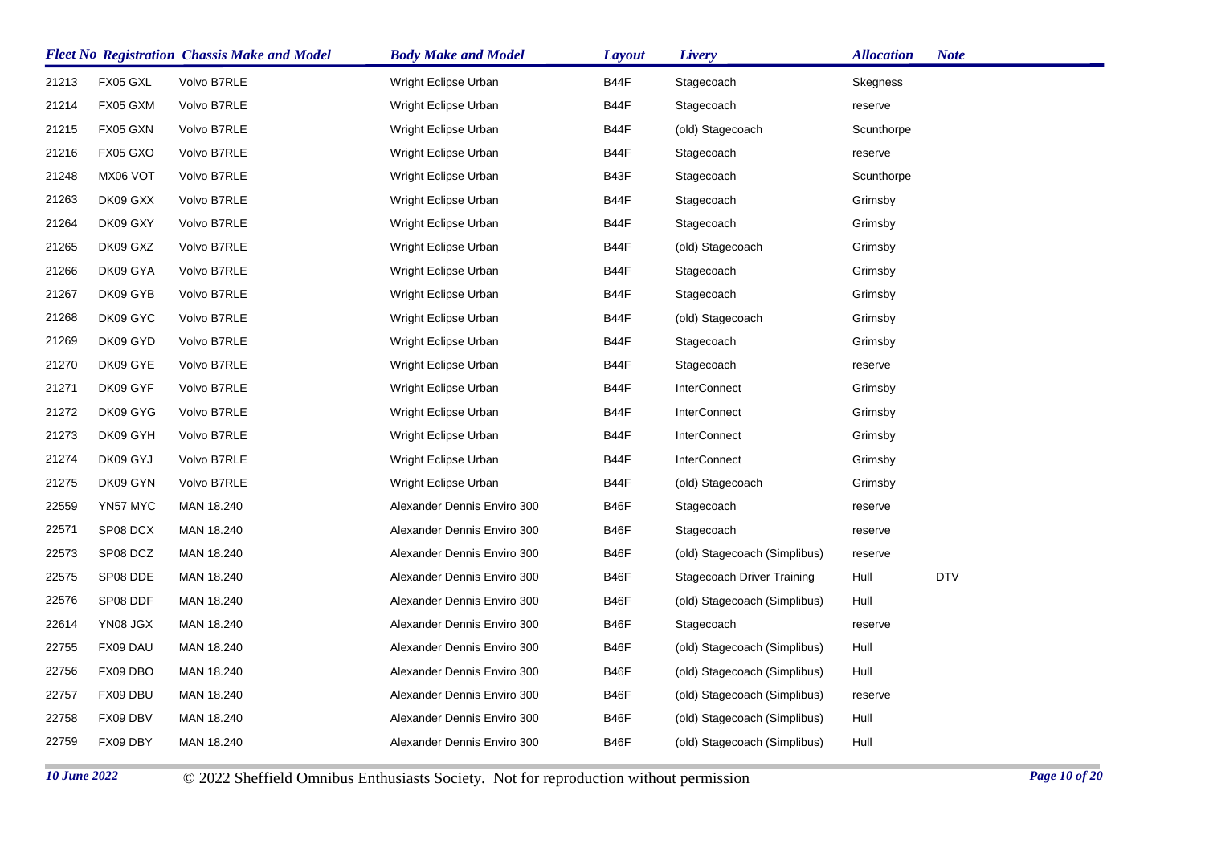| Fleet No | Registration | Chassis Make and Model | Body Make and Model | Layout | Livery | Allocation | Note |
|---|---|---|---|---|---|---|---|
| 21213 | FX05 GXL | Volvo B7RLE | Wright Eclipse Urban | B44F | Stagecoach | Skegness | |
| 21214 | FX05 GXM | Volvo B7RLE | Wright Eclipse Urban | B44F | Stagecoach | reserve | |
| 21215 | FX05 GXN | Volvo B7RLE | Wright Eclipse Urban | B44F | (old) Stagecoach | Scunthorpe | |
| 21216 | FX05 GXO | Volvo B7RLE | Wright Eclipse Urban | B44F | Stagecoach | reserve | |
| 21248 | MX06 VOT | Volvo B7RLE | Wright Eclipse Urban | B43F | Stagecoach | Scunthorpe | |
| 21263 | DK09 GXX | Volvo B7RLE | Wright Eclipse Urban | B44F | Stagecoach | Grimsby | |
| 21264 | DK09 GXY | Volvo B7RLE | Wright Eclipse Urban | B44F | Stagecoach | Grimsby | |
| 21265 | DK09 GXZ | Volvo B7RLE | Wright Eclipse Urban | B44F | (old) Stagecoach | Grimsby | |
| 21266 | DK09 GYA | Volvo B7RLE | Wright Eclipse Urban | B44F | Stagecoach | Grimsby | |
| 21267 | DK09 GYB | Volvo B7RLE | Wright Eclipse Urban | B44F | Stagecoach | Grimsby | |
| 21268 | DK09 GYC | Volvo B7RLE | Wright Eclipse Urban | B44F | (old) Stagecoach | Grimsby | |
| 21269 | DK09 GYD | Volvo B7RLE | Wright Eclipse Urban | B44F | Stagecoach | Grimsby | |
| 21270 | DK09 GYE | Volvo B7RLE | Wright Eclipse Urban | B44F | Stagecoach | reserve | |
| 21271 | DK09 GYF | Volvo B7RLE | Wright Eclipse Urban | B44F | InterConnect | Grimsby | |
| 21272 | DK09 GYG | Volvo B7RLE | Wright Eclipse Urban | B44F | InterConnect | Grimsby | |
| 21273 | DK09 GYH | Volvo B7RLE | Wright Eclipse Urban | B44F | InterConnect | Grimsby | |
| 21274 | DK09 GYJ | Volvo B7RLE | Wright Eclipse Urban | B44F | InterConnect | Grimsby | |
| 21275 | DK09 GYN | Volvo B7RLE | Wright Eclipse Urban | B44F | (old) Stagecoach | Grimsby | |
| 22559 | YN57 MYC | MAN 18.240 | Alexander Dennis Enviro 300 | B46F | Stagecoach | reserve | |
| 22571 | SP08 DCX | MAN 18.240 | Alexander Dennis Enviro 300 | B46F | Stagecoach | reserve | |
| 22573 | SP08 DCZ | MAN 18.240 | Alexander Dennis Enviro 300 | B46F | (old) Stagecoach (Simplibus) | reserve | |
| 22575 | SP08 DDE | MAN 18.240 | Alexander Dennis Enviro 300 | B46F | Stagecoach Driver Training | Hull | DTV |
| 22576 | SP08 DDF | MAN 18.240 | Alexander Dennis Enviro 300 | B46F | (old) Stagecoach (Simplibus) | Hull | |
| 22614 | YN08 JGX | MAN 18.240 | Alexander Dennis Enviro 300 | B46F | Stagecoach | reserve | |
| 22755 | FX09 DAU | MAN 18.240 | Alexander Dennis Enviro 300 | B46F | (old) Stagecoach (Simplibus) | Hull | |
| 22756 | FX09 DBO | MAN 18.240 | Alexander Dennis Enviro 300 | B46F | (old) Stagecoach (Simplibus) | Hull | |
| 22757 | FX09 DBU | MAN 18.240 | Alexander Dennis Enviro 300 | B46F | (old) Stagecoach (Simplibus) | reserve | |
| 22758 | FX09 DBV | MAN 18.240 | Alexander Dennis Enviro 300 | B46F | (old) Stagecoach (Simplibus) | Hull | |
| 22759 | FX09 DBY | MAN 18.240 | Alexander Dennis Enviro 300 | B46F | (old) Stagecoach (Simplibus) | Hull | |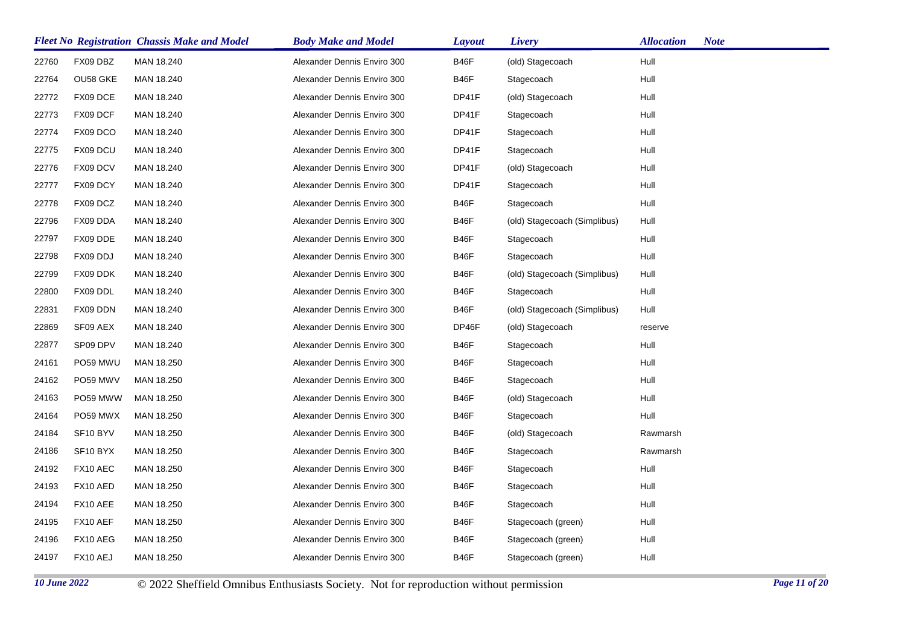| Fleet No | Registration | Chassis Make and Model | Body Make and Model | Layout | Livery | Allocation | Note |
|---|---|---|---|---|---|---|---|
| 22760 | FX09 DBZ | MAN 18.240 | Alexander Dennis Enviro 300 | B46F | (old) Stagecoach | Hull | |
| 22764 | OU58 GKE | MAN 18.240 | Alexander Dennis Enviro 300 | B46F | Stagecoach | Hull | |
| 22772 | FX09 DCE | MAN 18.240 | Alexander Dennis Enviro 300 | DP41F | (old) Stagecoach | Hull | |
| 22773 | FX09 DCF | MAN 18.240 | Alexander Dennis Enviro 300 | DP41F | Stagecoach | Hull | |
| 22774 | FX09 DCO | MAN 18.240 | Alexander Dennis Enviro 300 | DP41F | Stagecoach | Hull | |
| 22775 | FX09 DCU | MAN 18.240 | Alexander Dennis Enviro 300 | DP41F | Stagecoach | Hull | |
| 22776 | FX09 DCV | MAN 18.240 | Alexander Dennis Enviro 300 | DP41F | (old) Stagecoach | Hull | |
| 22777 | FX09 DCY | MAN 18.240 | Alexander Dennis Enviro 300 | DP41F | Stagecoach | Hull | |
| 22778 | FX09 DCZ | MAN 18.240 | Alexander Dennis Enviro 300 | B46F | Stagecoach | Hull | |
| 22796 | FX09 DDA | MAN 18.240 | Alexander Dennis Enviro 300 | B46F | (old) Stagecoach (Simplibus) | Hull | |
| 22797 | FX09 DDE | MAN 18.240 | Alexander Dennis Enviro 300 | B46F | Stagecoach | Hull | |
| 22798 | FX09 DDJ | MAN 18.240 | Alexander Dennis Enviro 300 | B46F | Stagecoach | Hull | |
| 22799 | FX09 DDK | MAN 18.240 | Alexander Dennis Enviro 300 | B46F | (old) Stagecoach (Simplibus) | Hull | |
| 22800 | FX09 DDL | MAN 18.240 | Alexander Dennis Enviro 300 | B46F | Stagecoach | Hull | |
| 22831 | FX09 DDN | MAN 18.240 | Alexander Dennis Enviro 300 | B46F | (old) Stagecoach (Simplibus) | Hull | |
| 22869 | SF09 AEX | MAN 18.240 | Alexander Dennis Enviro 300 | DP46F | (old) Stagecoach | reserve | |
| 22877 | SP09 DPV | MAN 18.240 | Alexander Dennis Enviro 300 | B46F | Stagecoach | Hull | |
| 24161 | PO59 MWU | MAN 18.250 | Alexander Dennis Enviro 300 | B46F | Stagecoach | Hull | |
| 24162 | PO59 MWV | MAN 18.250 | Alexander Dennis Enviro 300 | B46F | Stagecoach | Hull | |
| 24163 | PO59 MWW | MAN 18.250 | Alexander Dennis Enviro 300 | B46F | (old) Stagecoach | Hull | |
| 24164 | PO59 MWX | MAN 18.250 | Alexander Dennis Enviro 300 | B46F | Stagecoach | Hull | |
| 24184 | SF10 BYV | MAN 18.250 | Alexander Dennis Enviro 300 | B46F | (old) Stagecoach | Rawmarsh | |
| 24186 | SF10 BYX | MAN 18.250 | Alexander Dennis Enviro 300 | B46F | Stagecoach | Rawmarsh | |
| 24192 | FX10 AEC | MAN 18.250 | Alexander Dennis Enviro 300 | B46F | Stagecoach | Hull | |
| 24193 | FX10 AED | MAN 18.250 | Alexander Dennis Enviro 300 | B46F | Stagecoach | Hull | |
| 24194 | FX10 AEE | MAN 18.250 | Alexander Dennis Enviro 300 | B46F | Stagecoach | Hull | |
| 24195 | FX10 AEF | MAN 18.250 | Alexander Dennis Enviro 300 | B46F | Stagecoach (green) | Hull | |
| 24196 | FX10 AEG | MAN 18.250 | Alexander Dennis Enviro 300 | B46F | Stagecoach (green) | Hull | |
| 24197 | FX10 AEJ | MAN 18.250 | Alexander Dennis Enviro 300 | B46F | Stagecoach (green) | Hull | |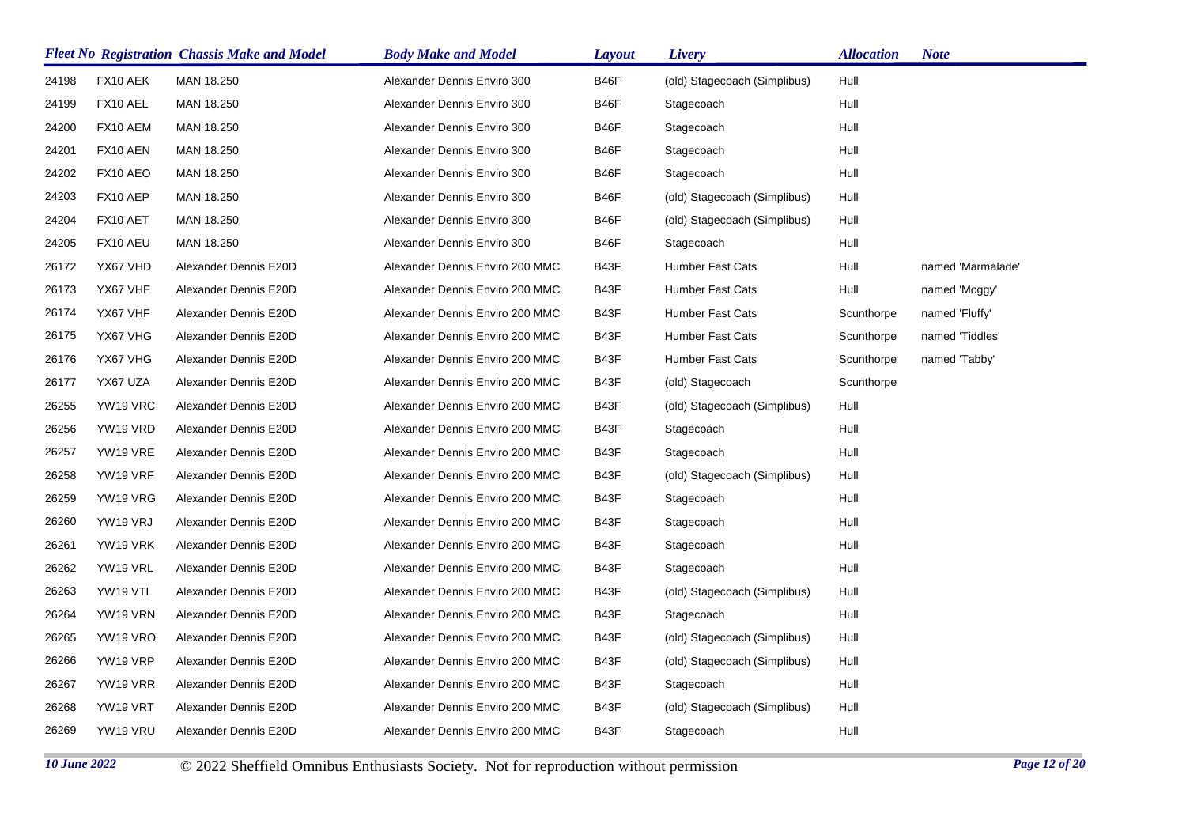| Fleet No | Registration | Chassis Make and Model | Body Make and Model | Layout | Livery | Allocation | Note |
|---|---|---|---|---|---|---|---|
| 24198 | FX10 AEK | MAN 18.250 | Alexander Dennis Enviro 300 | B46F | (old) Stagecoach (Simplibus) | Hull | |
| 24199 | FX10 AEL | MAN 18.250 | Alexander Dennis Enviro 300 | B46F | Stagecoach | Hull | |
| 24200 | FX10 AEM | MAN 18.250 | Alexander Dennis Enviro 300 | B46F | Stagecoach | Hull | |
| 24201 | FX10 AEN | MAN 18.250 | Alexander Dennis Enviro 300 | B46F | Stagecoach | Hull | |
| 24202 | FX10 AEO | MAN 18.250 | Alexander Dennis Enviro 300 | B46F | Stagecoach | Hull | |
| 24203 | FX10 AEP | MAN 18.250 | Alexander Dennis Enviro 300 | B46F | (old) Stagecoach (Simplibus) | Hull | |
| 24204 | FX10 AET | MAN 18.250 | Alexander Dennis Enviro 300 | B46F | (old) Stagecoach (Simplibus) | Hull | |
| 24205 | FX10 AEU | MAN 18.250 | Alexander Dennis Enviro 300 | B46F | Stagecoach | Hull | |
| 26172 | YX67 VHD | Alexander Dennis E20D | Alexander Dennis Enviro 200 MMC | B43F | Humber Fast Cats | Hull | named 'Marmalade' |
| 26173 | YX67 VHE | Alexander Dennis E20D | Alexander Dennis Enviro 200 MMC | B43F | Humber Fast Cats | Hull | named 'Moggy' |
| 26174 | YX67 VHF | Alexander Dennis E20D | Alexander Dennis Enviro 200 MMC | B43F | Humber Fast Cats | Scunthorpe | named 'Fluffy' |
| 26175 | YX67 VHG | Alexander Dennis E20D | Alexander Dennis Enviro 200 MMC | B43F | Humber Fast Cats | Scunthorpe | named 'Tiddles' |
| 26176 | YX67 VHG | Alexander Dennis E20D | Alexander Dennis Enviro 200 MMC | B43F | Humber Fast Cats | Scunthorpe | named 'Tabby' |
| 26177 | YX67 UZA | Alexander Dennis E20D | Alexander Dennis Enviro 200 MMC | B43F | (old) Stagecoach | Scunthorpe | |
| 26255 | YW19 VRC | Alexander Dennis E20D | Alexander Dennis Enviro 200 MMC | B43F | (old) Stagecoach (Simplibus) | Hull | |
| 26256 | YW19 VRD | Alexander Dennis E20D | Alexander Dennis Enviro 200 MMC | B43F | Stagecoach | Hull | |
| 26257 | YW19 VRE | Alexander Dennis E20D | Alexander Dennis Enviro 200 MMC | B43F | Stagecoach | Hull | |
| 26258 | YW19 VRF | Alexander Dennis E20D | Alexander Dennis Enviro 200 MMC | B43F | (old) Stagecoach (Simplibus) | Hull | |
| 26259 | YW19 VRG | Alexander Dennis E20D | Alexander Dennis Enviro 200 MMC | B43F | Stagecoach | Hull | |
| 26260 | YW19 VRJ | Alexander Dennis E20D | Alexander Dennis Enviro 200 MMC | B43F | Stagecoach | Hull | |
| 26261 | YW19 VRK | Alexander Dennis E20D | Alexander Dennis Enviro 200 MMC | B43F | Stagecoach | Hull | |
| 26262 | YW19 VRL | Alexander Dennis E20D | Alexander Dennis Enviro 200 MMC | B43F | Stagecoach | Hull | |
| 26263 | YW19 VTL | Alexander Dennis E20D | Alexander Dennis Enviro 200 MMC | B43F | (old) Stagecoach (Simplibus) | Hull | |
| 26264 | YW19 VRN | Alexander Dennis E20D | Alexander Dennis Enviro 200 MMC | B43F | Stagecoach | Hull | |
| 26265 | YW19 VRO | Alexander Dennis E20D | Alexander Dennis Enviro 200 MMC | B43F | (old) Stagecoach (Simplibus) | Hull | |
| 26266 | YW19 VRP | Alexander Dennis E20D | Alexander Dennis Enviro 200 MMC | B43F | (old) Stagecoach (Simplibus) | Hull | |
| 26267 | YW19 VRR | Alexander Dennis E20D | Alexander Dennis Enviro 200 MMC | B43F | Stagecoach | Hull | |
| 26268 | YW19 VRT | Alexander Dennis E20D | Alexander Dennis Enviro 200 MMC | B43F | (old) Stagecoach (Simplibus) | Hull | |
| 26269 | YW19 VRU | Alexander Dennis E20D | Alexander Dennis Enviro 200 MMC | B43F | Stagecoach | Hull | |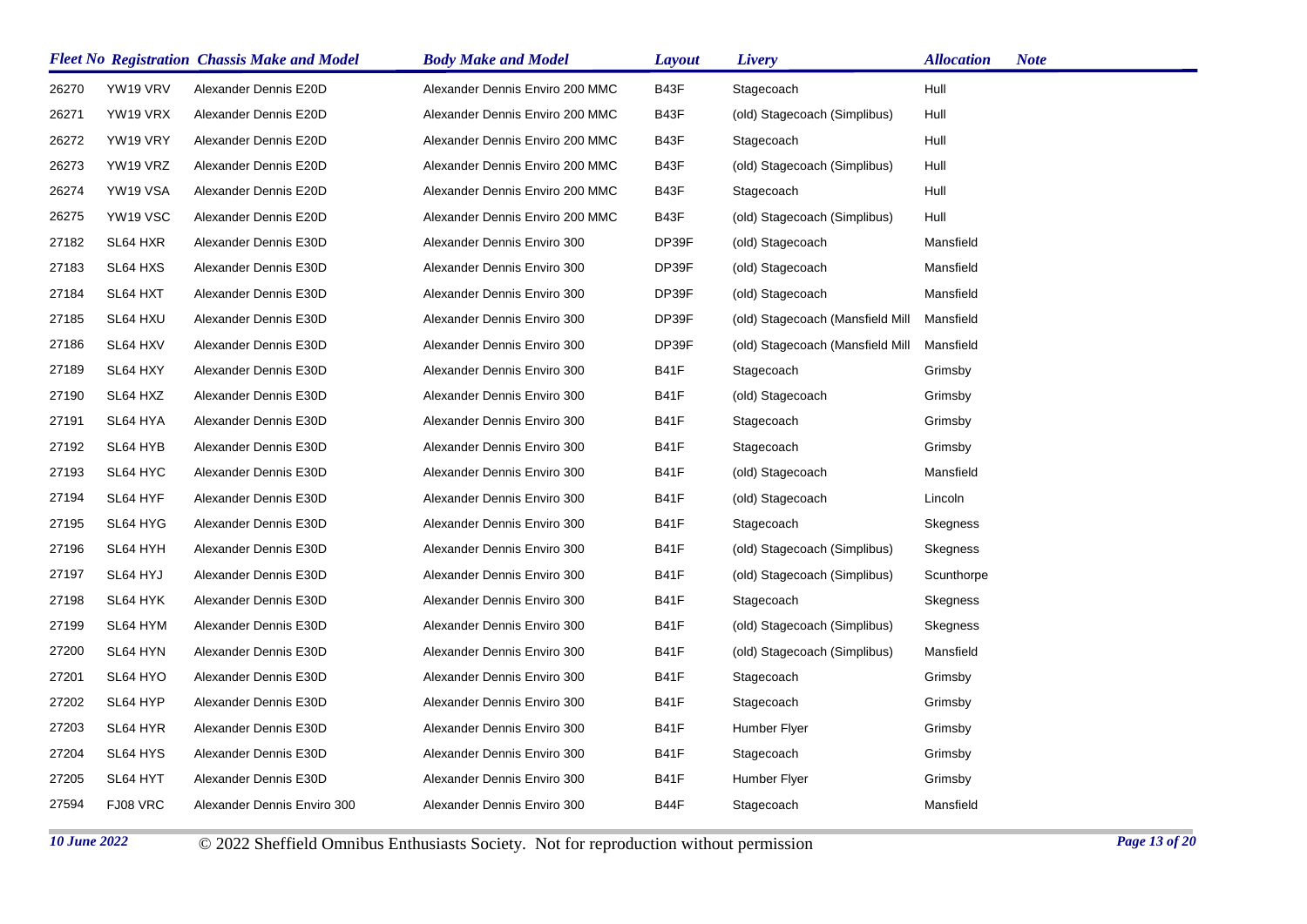| Fleet No | Registration | Chassis Make and Model | Body Make and Model | Layout | Livery | Allocation | Note |
|---|---|---|---|---|---|---|---|
| 26270 | YW19 VRV | Alexander Dennis E20D | Alexander Dennis Enviro 200 MMC | B43F | Stagecoach | Hull | |
| 26271 | YW19 VRX | Alexander Dennis E20D | Alexander Dennis Enviro 200 MMC | B43F | (old) Stagecoach (Simplibus) | Hull | |
| 26272 | YW19 VRY | Alexander Dennis E20D | Alexander Dennis Enviro 200 MMC | B43F | Stagecoach | Hull | |
| 26273 | YW19 VRZ | Alexander Dennis E20D | Alexander Dennis Enviro 200 MMC | B43F | (old) Stagecoach (Simplibus) | Hull | |
| 26274 | YW19 VSA | Alexander Dennis E20D | Alexander Dennis Enviro 200 MMC | B43F | Stagecoach | Hull | |
| 26275 | YW19 VSC | Alexander Dennis E20D | Alexander Dennis Enviro 200 MMC | B43F | (old) Stagecoach (Simplibus) | Hull | |
| 27182 | SL64 HXR | Alexander Dennis E30D | Alexander Dennis Enviro 300 | DP39F | (old) Stagecoach | Mansfield | |
| 27183 | SL64 HXS | Alexander Dennis E30D | Alexander Dennis Enviro 300 | DP39F | (old) Stagecoach | Mansfield | |
| 27184 | SL64 HXT | Alexander Dennis E30D | Alexander Dennis Enviro 300 | DP39F | (old) Stagecoach | Mansfield | |
| 27185 | SL64 HXU | Alexander Dennis E30D | Alexander Dennis Enviro 300 | DP39F | (old) Stagecoach (Mansfield Mill | Mansfield | |
| 27186 | SL64 HXV | Alexander Dennis E30D | Alexander Dennis Enviro 300 | DP39F | (old) Stagecoach (Mansfield Mill | Mansfield | |
| 27189 | SL64 HXY | Alexander Dennis E30D | Alexander Dennis Enviro 300 | B41F | Stagecoach | Grimsby | |
| 27190 | SL64 HXZ | Alexander Dennis E30D | Alexander Dennis Enviro 300 | B41F | (old) Stagecoach | Grimsby | |
| 27191 | SL64 HYA | Alexander Dennis E30D | Alexander Dennis Enviro 300 | B41F | Stagecoach | Grimsby | |
| 27192 | SL64 HYB | Alexander Dennis E30D | Alexander Dennis Enviro 300 | B41F | Stagecoach | Grimsby | |
| 27193 | SL64 HYC | Alexander Dennis E30D | Alexander Dennis Enviro 300 | B41F | (old) Stagecoach | Mansfield | |
| 27194 | SL64 HYF | Alexander Dennis E30D | Alexander Dennis Enviro 300 | B41F | (old) Stagecoach | Lincoln | |
| 27195 | SL64 HYG | Alexander Dennis E30D | Alexander Dennis Enviro 300 | B41F | Stagecoach | Skegness | |
| 27196 | SL64 HYH | Alexander Dennis E30D | Alexander Dennis Enviro 300 | B41F | (old) Stagecoach (Simplibus) | Skegness | |
| 27197 | SL64 HYJ | Alexander Dennis E30D | Alexander Dennis Enviro 300 | B41F | (old) Stagecoach (Simplibus) | Scunthorpe | |
| 27198 | SL64 HYK | Alexander Dennis E30D | Alexander Dennis Enviro 300 | B41F | Stagecoach | Skegness | |
| 27199 | SL64 HYM | Alexander Dennis E30D | Alexander Dennis Enviro 300 | B41F | (old) Stagecoach (Simplibus) | Skegness | |
| 27200 | SL64 HYN | Alexander Dennis E30D | Alexander Dennis Enviro 300 | B41F | (old) Stagecoach (Simplibus) | Mansfield | |
| 27201 | SL64 HYO | Alexander Dennis E30D | Alexander Dennis Enviro 300 | B41F | Stagecoach | Grimsby | |
| 27202 | SL64 HYP | Alexander Dennis E30D | Alexander Dennis Enviro 300 | B41F | Stagecoach | Grimsby | |
| 27203 | SL64 HYR | Alexander Dennis E30D | Alexander Dennis Enviro 300 | B41F | Humber Flyer | Grimsby | |
| 27204 | SL64 HYS | Alexander Dennis E30D | Alexander Dennis Enviro 300 | B41F | Stagecoach | Grimsby | |
| 27205 | SL64 HYT | Alexander Dennis E30D | Alexander Dennis Enviro 300 | B41F | Humber Flyer | Grimsby | |
| 27594 | FJ08 VRC | Alexander Dennis Enviro 300 | Alexander Dennis Enviro 300 | B44F | Stagecoach | Mansfield | |

*10 June 2022* © 2022 Sheffield Omnibus Enthusiasts Society. Not for reproduction without permission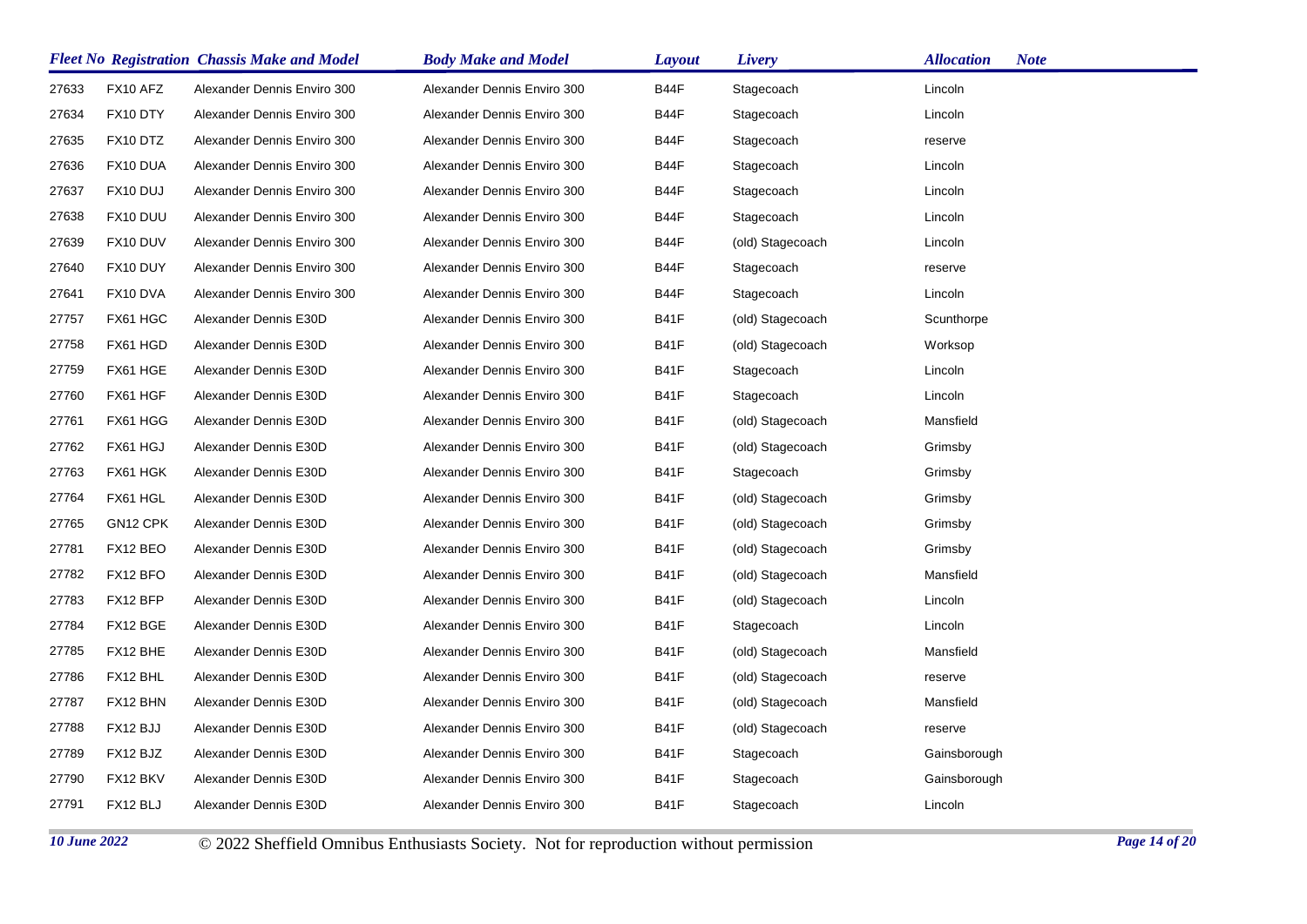| Fleet No | Registration | Chassis Make and Model | Body Make and Model | Layout | Livery | Allocation | Note |
|---|---|---|---|---|---|---|---|
| 27633 | FX10 AFZ | Alexander Dennis Enviro 300 | Alexander Dennis Enviro 300 | B44F | Stagecoach | Lincoln | |
| 27634 | FX10 DTY | Alexander Dennis Enviro 300 | Alexander Dennis Enviro 300 | B44F | Stagecoach | Lincoln | |
| 27635 | FX10 DTZ | Alexander Dennis Enviro 300 | Alexander Dennis Enviro 300 | B44F | Stagecoach | reserve | |
| 27636 | FX10 DUA | Alexander Dennis Enviro 300 | Alexander Dennis Enviro 300 | B44F | Stagecoach | Lincoln | |
| 27637 | FX10 DUJ | Alexander Dennis Enviro 300 | Alexander Dennis Enviro 300 | B44F | Stagecoach | Lincoln | |
| 27638 | FX10 DUU | Alexander Dennis Enviro 300 | Alexander Dennis Enviro 300 | B44F | Stagecoach | Lincoln | |
| 27639 | FX10 DUV | Alexander Dennis Enviro 300 | Alexander Dennis Enviro 300 | B44F | (old) Stagecoach | Lincoln | |
| 27640 | FX10 DUY | Alexander Dennis Enviro 300 | Alexander Dennis Enviro 300 | B44F | Stagecoach | reserve | |
| 27641 | FX10 DVA | Alexander Dennis Enviro 300 | Alexander Dennis Enviro 300 | B44F | Stagecoach | Lincoln | |
| 27757 | FX61 HGC | Alexander Dennis E30D | Alexander Dennis Enviro 300 | B41F | (old) Stagecoach | Scunthorpe | |
| 27758 | FX61 HGD | Alexander Dennis E30D | Alexander Dennis Enviro 300 | B41F | (old) Stagecoach | Worksop | |
| 27759 | FX61 HGE | Alexander Dennis E30D | Alexander Dennis Enviro 300 | B41F | Stagecoach | Lincoln | |
| 27760 | FX61 HGF | Alexander Dennis E30D | Alexander Dennis Enviro 300 | B41F | Stagecoach | Lincoln | |
| 27761 | FX61 HGG | Alexander Dennis E30D | Alexander Dennis Enviro 300 | B41F | (old) Stagecoach | Mansfield | |
| 27762 | FX61 HGJ | Alexander Dennis E30D | Alexander Dennis Enviro 300 | B41F | (old) Stagecoach | Grimsby | |
| 27763 | FX61 HGK | Alexander Dennis E30D | Alexander Dennis Enviro 300 | B41F | Stagecoach | Grimsby | |
| 27764 | FX61 HGL | Alexander Dennis E30D | Alexander Dennis Enviro 300 | B41F | (old) Stagecoach | Grimsby | |
| 27765 | GN12 CPK | Alexander Dennis E30D | Alexander Dennis Enviro 300 | B41F | (old) Stagecoach | Grimsby | |
| 27781 | FX12 BEO | Alexander Dennis E30D | Alexander Dennis Enviro 300 | B41F | (old) Stagecoach | Grimsby | |
| 27782 | FX12 BFO | Alexander Dennis E30D | Alexander Dennis Enviro 300 | B41F | (old) Stagecoach | Mansfield | |
| 27783 | FX12 BFP | Alexander Dennis E30D | Alexander Dennis Enviro 300 | B41F | (old) Stagecoach | Lincoln | |
| 27784 | FX12 BGE | Alexander Dennis E30D | Alexander Dennis Enviro 300 | B41F | Stagecoach | Lincoln | |
| 27785 | FX12 BHE | Alexander Dennis E30D | Alexander Dennis Enviro 300 | B41F | (old) Stagecoach | Mansfield | |
| 27786 | FX12 BHL | Alexander Dennis E30D | Alexander Dennis Enviro 300 | B41F | (old) Stagecoach | reserve | |
| 27787 | FX12 BHN | Alexander Dennis E30D | Alexander Dennis Enviro 300 | B41F | (old) Stagecoach | Mansfield | |
| 27788 | FX12 BJJ | Alexander Dennis E30D | Alexander Dennis Enviro 300 | B41F | (old) Stagecoach | reserve | |
| 27789 | FX12 BJZ | Alexander Dennis E30D | Alexander Dennis Enviro 300 | B41F | Stagecoach | Gainsborough | |
| 27790 | FX12 BKV | Alexander Dennis E30D | Alexander Dennis Enviro 300 | B41F | Stagecoach | Gainsborough | |
| 27791 | FX12 BLJ | Alexander Dennis E30D | Alexander Dennis Enviro 300 | B41F | Stagecoach | Lincoln | |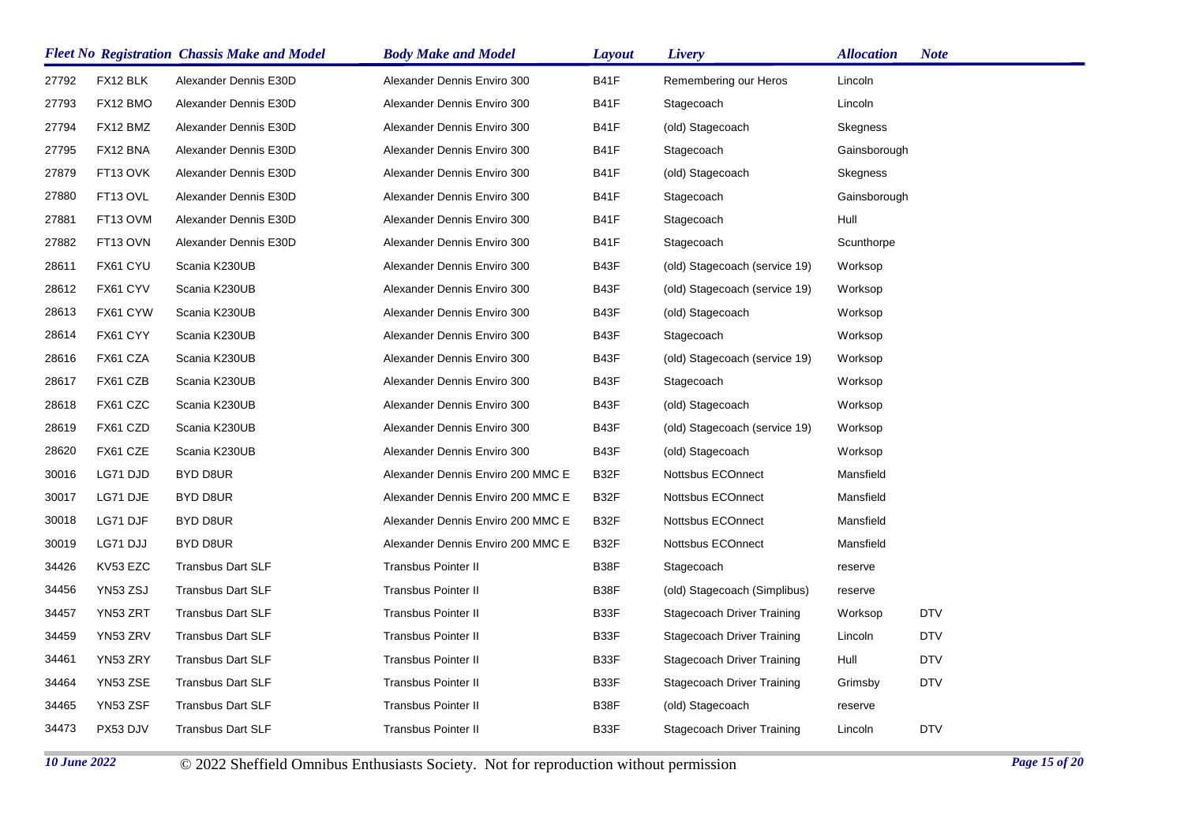| Fleet No | Registration | Chassis Make and Model | Body Make and Model | Layout | Livery | Allocation | Note |
|---|---|---|---|---|---|---|---|
| 27792 | FX12 BLK | Alexander Dennis E30D | Alexander Dennis Enviro 300 | B41F | Remembering our Heros | Lincoln | |
| 27793 | FX12 BMO | Alexander Dennis E30D | Alexander Dennis Enviro 300 | B41F | Stagecoach | Lincoln | |
| 27794 | FX12 BMZ | Alexander Dennis E30D | Alexander Dennis Enviro 300 | B41F | (old) Stagecoach | Skegness | |
| 27795 | FX12 BNA | Alexander Dennis E30D | Alexander Dennis Enviro 300 | B41F | Stagecoach | Gainsborough | |
| 27879 | FT13 OVK | Alexander Dennis E30D | Alexander Dennis Enviro 300 | B41F | (old) Stagecoach | Skegness | |
| 27880 | FT13 OVL | Alexander Dennis E30D | Alexander Dennis Enviro 300 | B41F | Stagecoach | Gainsborough | |
| 27881 | FT13 OVM | Alexander Dennis E30D | Alexander Dennis Enviro 300 | B41F | Stagecoach | Hull | |
| 27882 | FT13 OVN | Alexander Dennis E30D | Alexander Dennis Enviro 300 | B41F | Stagecoach | Scunthorpe | |
| 28611 | FX61 CYU | Scania K230UB | Alexander Dennis Enviro 300 | B43F | (old) Stagecoach (service 19) | Worksop | |
| 28612 | FX61 CYV | Scania K230UB | Alexander Dennis Enviro 300 | B43F | (old) Stagecoach (service 19) | Worksop | |
| 28613 | FX61 CYW | Scania K230UB | Alexander Dennis Enviro 300 | B43F | (old) Stagecoach | Worksop | |
| 28614 | FX61 CYY | Scania K230UB | Alexander Dennis Enviro 300 | B43F | Stagecoach | Worksop | |
| 28616 | FX61 CZA | Scania K230UB | Alexander Dennis Enviro 300 | B43F | (old) Stagecoach (service 19) | Worksop | |
| 28617 | FX61 CZB | Scania K230UB | Alexander Dennis Enviro 300 | B43F | Stagecoach | Worksop | |
| 28618 | FX61 CZC | Scania K230UB | Alexander Dennis Enviro 300 | B43F | (old) Stagecoach | Worksop | |
| 28619 | FX61 CZD | Scania K230UB | Alexander Dennis Enviro 300 | B43F | (old) Stagecoach (service 19) | Worksop | |
| 28620 | FX61 CZE | Scania K230UB | Alexander Dennis Enviro 300 | B43F | (old) Stagecoach | Worksop | |
| 30016 | LG71 DJD | BYD D8UR | Alexander Dennis Enviro 200 MMC E | B32F | Nottsbus ECOnnect | Mansfield | |
| 30017 | LG71 DJE | BYD D8UR | Alexander Dennis Enviro 200 MMC E | B32F | Nottsbus ECOnnect | Mansfield | |
| 30018 | LG71 DJF | BYD D8UR | Alexander Dennis Enviro 200 MMC E | B32F | Nottsbus ECOnnect | Mansfield | |
| 30019 | LG71 DJJ | BYD D8UR | Alexander Dennis Enviro 200 MMC E | B32F | Nottsbus ECOnnect | Mansfield | |
| 34426 | KV53 EZC | Transbus Dart SLF | Transbus Pointer II | B38F | Stagecoach | reserve | |
| 34456 | YN53 ZSJ | Transbus Dart SLF | Transbus Pointer II | B38F | (old) Stagecoach (Simplibus) | reserve | |
| 34457 | YN53 ZRT | Transbus Dart SLF | Transbus Pointer II | B33F | Stagecoach Driver Training | Worksop | DTV |
| 34459 | YN53 ZRV | Transbus Dart SLF | Transbus Pointer II | B33F | Stagecoach Driver Training | Lincoln | DTV |
| 34461 | YN53 ZRY | Transbus Dart SLF | Transbus Pointer II | B33F | Stagecoach Driver Training | Hull | DTV |
| 34464 | YN53 ZSE | Transbus Dart SLF | Transbus Pointer II | B33F | Stagecoach Driver Training | Grimsby | DTV |
| 34465 | YN53 ZSF | Transbus Dart SLF | Transbus Pointer II | B38F | (old) Stagecoach | reserve | |
| 34473 | PX53 DJV | Transbus Dart SLF | Transbus Pointer II | B33F | Stagecoach Driver Training | Lincoln | DTV |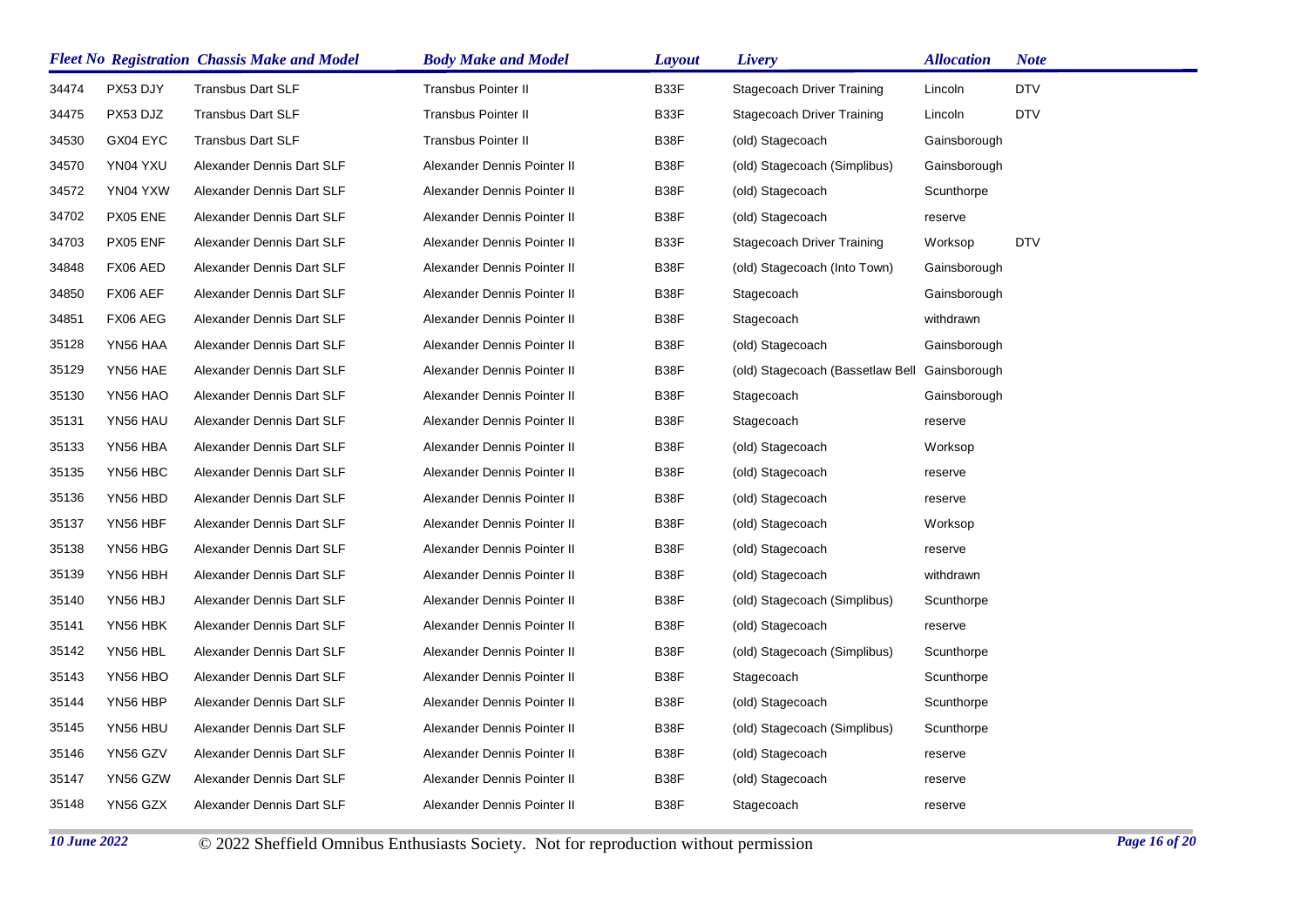| Fleet No | Registration | Chassis Make and Model | Body Make and Model | Layout | Livery | Allocation | Note |
|---|---|---|---|---|---|---|---|
| 34474 | PX53 DJY | Transbus Dart SLF | Transbus Pointer II | B33F | Stagecoach Driver Training | Lincoln | DTV |
| 34475 | PX53 DJZ | Transbus Dart SLF | Transbus Pointer II | B33F | Stagecoach Driver Training | Lincoln | DTV |
| 34530 | GX04 EYC | Transbus Dart SLF | Transbus Pointer II | B38F | (old) Stagecoach | Gainsborough | |
| 34570 | YN04 YXU | Alexander Dennis Dart SLF | Alexander Dennis Pointer II | B38F | (old) Stagecoach (Simplibus) | Gainsborough | |
| 34572 | YN04 YXW | Alexander Dennis Dart SLF | Alexander Dennis Pointer II | B38F | (old) Stagecoach | Scunthorpe | |
| 34702 | PX05 ENE | Alexander Dennis Dart SLF | Alexander Dennis Pointer II | B38F | (old) Stagecoach | reserve | |
| 34703 | PX05 ENF | Alexander Dennis Dart SLF | Alexander Dennis Pointer II | B33F | Stagecoach Driver Training | Worksop | DTV |
| 34848 | FX06 AED | Alexander Dennis Dart SLF | Alexander Dennis Pointer II | B38F | (old) Stagecoach (Into Town) | Gainsborough | |
| 34850 | FX06 AEF | Alexander Dennis Dart SLF | Alexander Dennis Pointer II | B38F | Stagecoach | Gainsborough | |
| 34851 | FX06 AEG | Alexander Dennis Dart SLF | Alexander Dennis Pointer II | B38F | Stagecoach | withdrawn | |
| 35128 | YN56 HAA | Alexander Dennis Dart SLF | Alexander Dennis Pointer II | B38F | (old) Stagecoach | Gainsborough | |
| 35129 | YN56 HAE | Alexander Dennis Dart SLF | Alexander Dennis Pointer II | B38F | (old) Stagecoach (Bassetlaw Bell | Gainsborough | |
| 35130 | YN56 HAO | Alexander Dennis Dart SLF | Alexander Dennis Pointer II | B38F | Stagecoach | Gainsborough | |
| 35131 | YN56 HAU | Alexander Dennis Dart SLF | Alexander Dennis Pointer II | B38F | Stagecoach | reserve | |
| 35133 | YN56 HBA | Alexander Dennis Dart SLF | Alexander Dennis Pointer II | B38F | (old) Stagecoach | Worksop | |
| 35135 | YN56 HBC | Alexander Dennis Dart SLF | Alexander Dennis Pointer II | B38F | (old) Stagecoach | reserve | |
| 35136 | YN56 HBD | Alexander Dennis Dart SLF | Alexander Dennis Pointer II | B38F | (old) Stagecoach | reserve | |
| 35137 | YN56 HBF | Alexander Dennis Dart SLF | Alexander Dennis Pointer II | B38F | (old) Stagecoach | Worksop | |
| 35138 | YN56 HBG | Alexander Dennis Dart SLF | Alexander Dennis Pointer II | B38F | (old) Stagecoach | reserve | |
| 35139 | YN56 HBH | Alexander Dennis Dart SLF | Alexander Dennis Pointer II | B38F | (old) Stagecoach | withdrawn | |
| 35140 | YN56 HBJ | Alexander Dennis Dart SLF | Alexander Dennis Pointer II | B38F | (old) Stagecoach (Simplibus) | Scunthorpe | |
| 35141 | YN56 HBK | Alexander Dennis Dart SLF | Alexander Dennis Pointer II | B38F | (old) Stagecoach | reserve | |
| 35142 | YN56 HBL | Alexander Dennis Dart SLF | Alexander Dennis Pointer II | B38F | (old) Stagecoach (Simplibus) | Scunthorpe | |
| 35143 | YN56 HBO | Alexander Dennis Dart SLF | Alexander Dennis Pointer II | B38F | Stagecoach | Scunthorpe | |
| 35144 | YN56 HBP | Alexander Dennis Dart SLF | Alexander Dennis Pointer II | B38F | (old) Stagecoach | Scunthorpe | |
| 35145 | YN56 HBU | Alexander Dennis Dart SLF | Alexander Dennis Pointer II | B38F | (old) Stagecoach (Simplibus) | Scunthorpe | |
| 35146 | YN56 GZV | Alexander Dennis Dart SLF | Alexander Dennis Pointer II | B38F | (old) Stagecoach | reserve | |
| 35147 | YN56 GZW | Alexander Dennis Dart SLF | Alexander Dennis Pointer II | B38F | (old) Stagecoach | reserve | |
| 35148 | YN56 GZX | Alexander Dennis Dart SLF | Alexander Dennis Pointer II | B38F | Stagecoach | reserve | |

*10 June 2022* © 2022 Sheffield Omnibus Enthusiasts Society. Not for reproduction without permission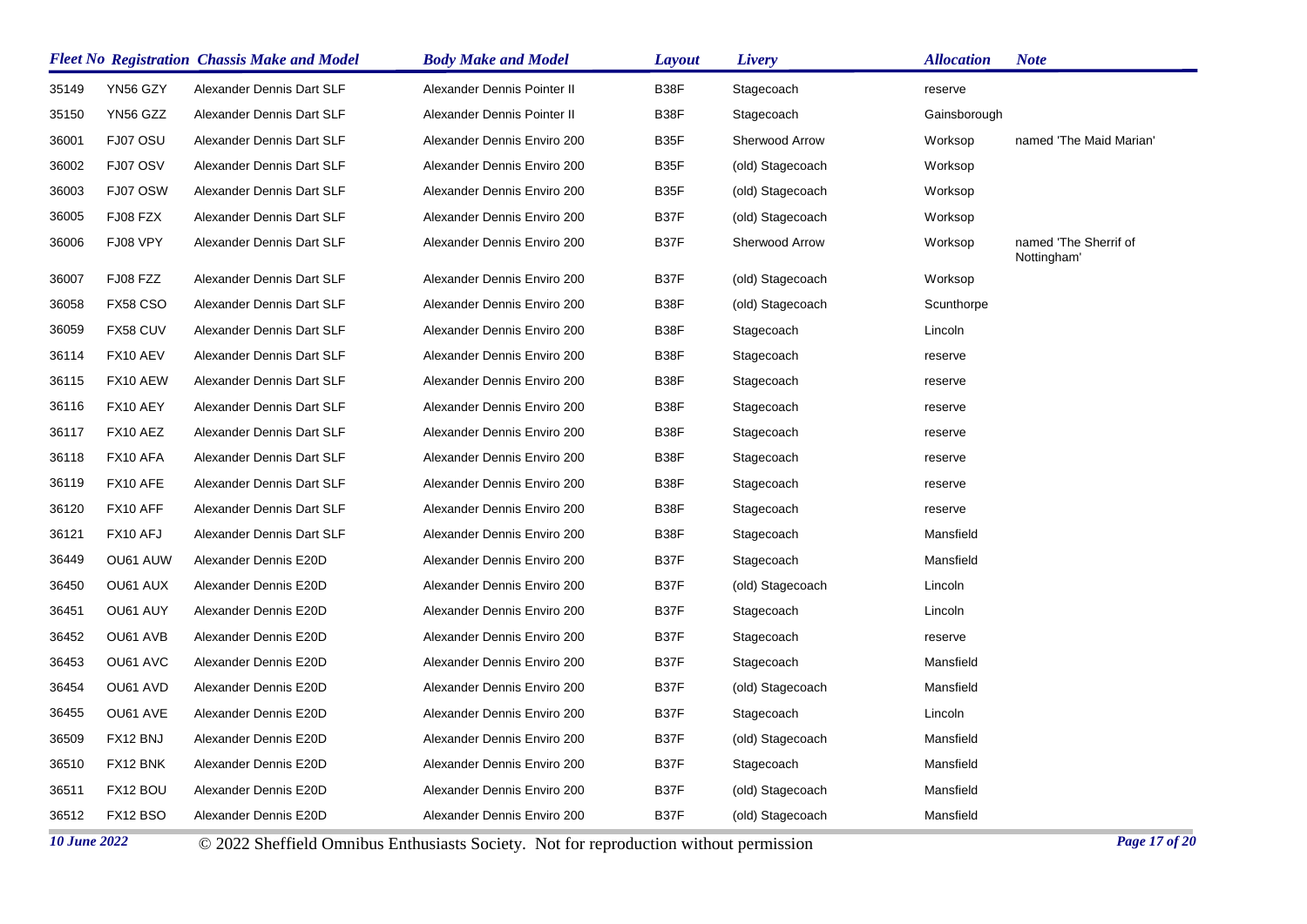| Fleet No | Registration | Chassis Make and Model | Body Make and Model | Layout | Livery | Allocation | Note |
|---|---|---|---|---|---|---|---|
| 35149 | YN56 GZY | Alexander Dennis Dart SLF | Alexander Dennis Pointer II | B38F | Stagecoach | reserve | |
| 35150 | YN56 GZZ | Alexander Dennis Dart SLF | Alexander Dennis Pointer II | B38F | Stagecoach | Gainsborough | |
| 36001 | FJ07 OSU | Alexander Dennis Dart SLF | Alexander Dennis Enviro 200 | B35F | Sherwood Arrow | Worksop | named 'The Maid Marian' |
| 36002 | FJ07 OSV | Alexander Dennis Dart SLF | Alexander Dennis Enviro 200 | B35F | (old) Stagecoach | Worksop | |
| 36003 | FJ07 OSW | Alexander Dennis Dart SLF | Alexander Dennis Enviro 200 | B35F | (old) Stagecoach | Worksop | |
| 36005 | FJ08 FZX | Alexander Dennis Dart SLF | Alexander Dennis Enviro 200 | B37F | (old) Stagecoach | Worksop | |
| 36006 | FJ08 VPY | Alexander Dennis Dart SLF | Alexander Dennis Enviro 200 | B37F | Sherwood Arrow | Worksop | named 'The Sherrif of Nottingham' |
| 36007 | FJ08 FZZ | Alexander Dennis Dart SLF | Alexander Dennis Enviro 200 | B37F | (old) Stagecoach | Worksop | |
| 36058 | FX58 CSO | Alexander Dennis Dart SLF | Alexander Dennis Enviro 200 | B38F | (old) Stagecoach | Scunthorpe | |
| 36059 | FX58 CUV | Alexander Dennis Dart SLF | Alexander Dennis Enviro 200 | B38F | Stagecoach | Lincoln | |
| 36114 | FX10 AEV | Alexander Dennis Dart SLF | Alexander Dennis Enviro 200 | B38F | Stagecoach | reserve | |
| 36115 | FX10 AEW | Alexander Dennis Dart SLF | Alexander Dennis Enviro 200 | B38F | Stagecoach | reserve | |
| 36116 | FX10 AEY | Alexander Dennis Dart SLF | Alexander Dennis Enviro 200 | B38F | Stagecoach | reserve | |
| 36117 | FX10 AEZ | Alexander Dennis Dart SLF | Alexander Dennis Enviro 200 | B38F | Stagecoach | reserve | |
| 36118 | FX10 AFA | Alexander Dennis Dart SLF | Alexander Dennis Enviro 200 | B38F | Stagecoach | reserve | |
| 36119 | FX10 AFE | Alexander Dennis Dart SLF | Alexander Dennis Enviro 200 | B38F | Stagecoach | reserve | |
| 36120 | FX10 AFF | Alexander Dennis Dart SLF | Alexander Dennis Enviro 200 | B38F | Stagecoach | reserve | |
| 36121 | FX10 AFJ | Alexander Dennis Dart SLF | Alexander Dennis Enviro 200 | B38F | Stagecoach | Mansfield | |
| 36449 | OU61 AUW | Alexander Dennis E20D | Alexander Dennis Enviro 200 | B37F | Stagecoach | Mansfield | |
| 36450 | OU61 AUX | Alexander Dennis E20D | Alexander Dennis Enviro 200 | B37F | (old) Stagecoach | Lincoln | |
| 36451 | OU61 AUY | Alexander Dennis E20D | Alexander Dennis Enviro 200 | B37F | Stagecoach | Lincoln | |
| 36452 | OU61 AVB | Alexander Dennis E20D | Alexander Dennis Enviro 200 | B37F | Stagecoach | reserve | |
| 36453 | OU61 AVC | Alexander Dennis E20D | Alexander Dennis Enviro 200 | B37F | Stagecoach | Mansfield | |
| 36454 | OU61 AVD | Alexander Dennis E20D | Alexander Dennis Enviro 200 | B37F | (old) Stagecoach | Mansfield | |
| 36455 | OU61 AVE | Alexander Dennis E20D | Alexander Dennis Enviro 200 | B37F | Stagecoach | Lincoln | |
| 36509 | FX12 BNJ | Alexander Dennis E20D | Alexander Dennis Enviro 200 | B37F | (old) Stagecoach | Mansfield | |
| 36510 | FX12 BNK | Alexander Dennis E20D | Alexander Dennis Enviro 200 | B37F | Stagecoach | Mansfield | |
| 36511 | FX12 BOU | Alexander Dennis E20D | Alexander Dennis Enviro 200 | B37F | (old) Stagecoach | Mansfield | |
| 36512 | FX12 BSO | Alexander Dennis E20D | Alexander Dennis Enviro 200 | B37F | (old) Stagecoach | Mansfield | |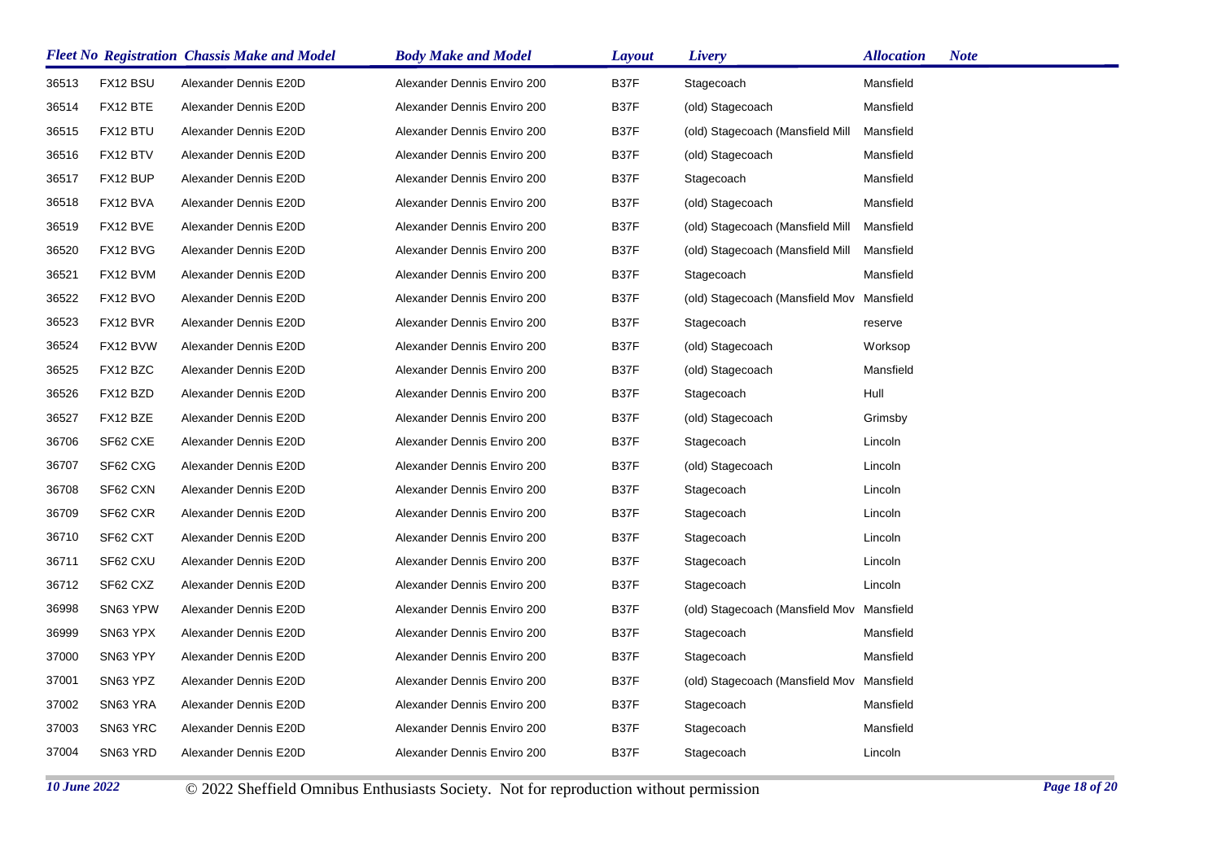| Fleet No | Registration | Chassis Make and Model | Body Make and Model | Layout | Livery | Allocation | Note |
|---|---|---|---|---|---|---|---|
| 36513 | FX12 BSU | Alexander Dennis E20D | Alexander Dennis Enviro 200 | B37F | Stagecoach | Mansfield | |
| 36514 | FX12 BTE | Alexander Dennis E20D | Alexander Dennis Enviro 200 | B37F | (old) Stagecoach | Mansfield | |
| 36515 | FX12 BTU | Alexander Dennis E20D | Alexander Dennis Enviro 200 | B37F | (old) Stagecoach (Mansfield Mill | Mansfield | |
| 36516 | FX12 BTV | Alexander Dennis E20D | Alexander Dennis Enviro 200 | B37F | (old) Stagecoach | Mansfield | |
| 36517 | FX12 BUP | Alexander Dennis E20D | Alexander Dennis Enviro 200 | B37F | Stagecoach | Mansfield | |
| 36518 | FX12 BVA | Alexander Dennis E20D | Alexander Dennis Enviro 200 | B37F | (old) Stagecoach | Mansfield | |
| 36519 | FX12 BVE | Alexander Dennis E20D | Alexander Dennis Enviro 200 | B37F | (old) Stagecoach (Mansfield Mill | Mansfield | |
| 36520 | FX12 BVG | Alexander Dennis E20D | Alexander Dennis Enviro 200 | B37F | (old) Stagecoach (Mansfield Mill | Mansfield | |
| 36521 | FX12 BVM | Alexander Dennis E20D | Alexander Dennis Enviro 200 | B37F | Stagecoach | Mansfield | |
| 36522 | FX12 BVO | Alexander Dennis E20D | Alexander Dennis Enviro 200 | B37F | (old) Stagecoach (Mansfield Mov | Mansfield | |
| 36523 | FX12 BVR | Alexander Dennis E20D | Alexander Dennis Enviro 200 | B37F | Stagecoach | reserve | |
| 36524 | FX12 BVW | Alexander Dennis E20D | Alexander Dennis Enviro 200 | B37F | (old) Stagecoach | Worksop | |
| 36525 | FX12 BZC | Alexander Dennis E20D | Alexander Dennis Enviro 200 | B37F | (old) Stagecoach | Mansfield | |
| 36526 | FX12 BZD | Alexander Dennis E20D | Alexander Dennis Enviro 200 | B37F | Stagecoach | Hull | |
| 36527 | FX12 BZE | Alexander Dennis E20D | Alexander Dennis Enviro 200 | B37F | (old) Stagecoach | Grimsby | |
| 36706 | SF62 CXE | Alexander Dennis E20D | Alexander Dennis Enviro 200 | B37F | Stagecoach | Lincoln | |
| 36707 | SF62 CXG | Alexander Dennis E20D | Alexander Dennis Enviro 200 | B37F | (old) Stagecoach | Lincoln | |
| 36708 | SF62 CXN | Alexander Dennis E20D | Alexander Dennis Enviro 200 | B37F | Stagecoach | Lincoln | |
| 36709 | SF62 CXR | Alexander Dennis E20D | Alexander Dennis Enviro 200 | B37F | Stagecoach | Lincoln | |
| 36710 | SF62 CXT | Alexander Dennis E20D | Alexander Dennis Enviro 200 | B37F | Stagecoach | Lincoln | |
| 36711 | SF62 CXU | Alexander Dennis E20D | Alexander Dennis Enviro 200 | B37F | Stagecoach | Lincoln | |
| 36712 | SF62 CXZ | Alexander Dennis E20D | Alexander Dennis Enviro 200 | B37F | Stagecoach | Lincoln | |
| 36998 | SN63 YPW | Alexander Dennis E20D | Alexander Dennis Enviro 200 | B37F | (old) Stagecoach (Mansfield Mov | Mansfield | |
| 36999 | SN63 YPX | Alexander Dennis E20D | Alexander Dennis Enviro 200 | B37F | Stagecoach | Mansfield | |
| 37000 | SN63 YPY | Alexander Dennis E20D | Alexander Dennis Enviro 200 | B37F | Stagecoach | Mansfield | |
| 37001 | SN63 YPZ | Alexander Dennis E20D | Alexander Dennis Enviro 200 | B37F | (old) Stagecoach (Mansfield Mov | Mansfield | |
| 37002 | SN63 YRA | Alexander Dennis E20D | Alexander Dennis Enviro 200 | B37F | Stagecoach | Mansfield | |
| 37003 | SN63 YRC | Alexander Dennis E20D | Alexander Dennis Enviro 200 | B37F | Stagecoach | Mansfield | |
| 37004 | SN63 YRD | Alexander Dennis E20D | Alexander Dennis Enviro 200 | B37F | Stagecoach | Lincoln | |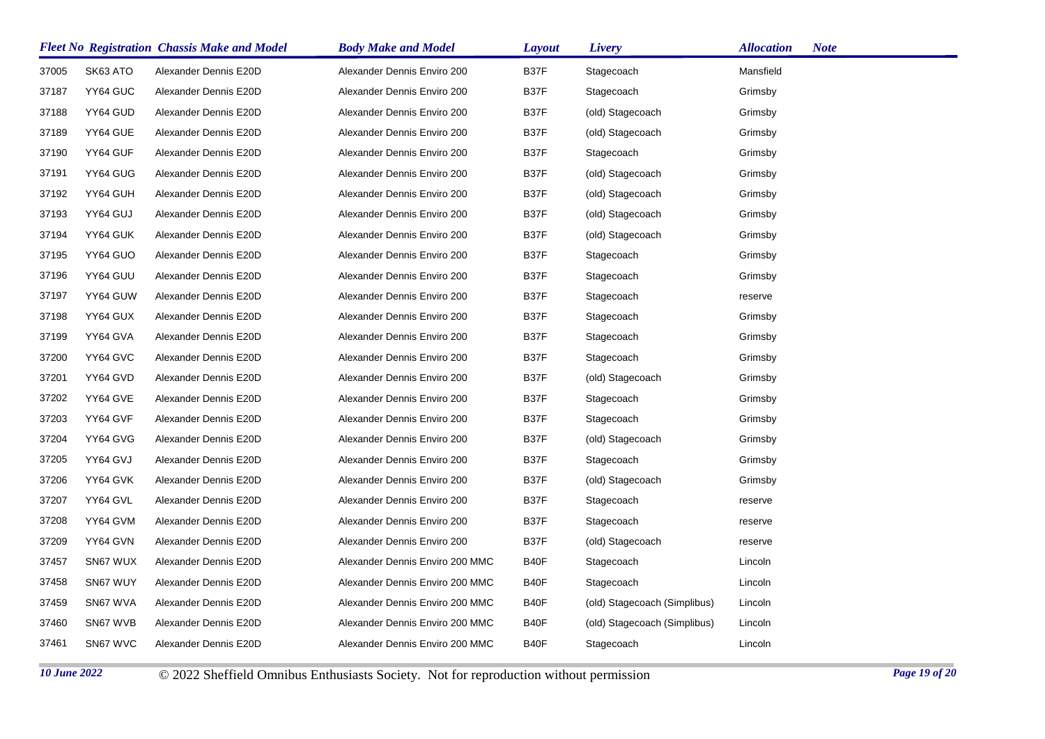| Fleet No | Registration | Chassis Make and Model | Body Make and Model | Layout | Livery | Allocation | Note |
|---|---|---|---|---|---|---|---|
| 37005 | SK63 ATO | Alexander Dennis E20D | Alexander Dennis Enviro 200 | B37F | Stagecoach | Mansfield | |
| 37187 | YY64 GUC | Alexander Dennis E20D | Alexander Dennis Enviro 200 | B37F | Stagecoach | Grimsby | |
| 37188 | YY64 GUD | Alexander Dennis E20D | Alexander Dennis Enviro 200 | B37F | (old) Stagecoach | Grimsby | |
| 37189 | YY64 GUE | Alexander Dennis E20D | Alexander Dennis Enviro 200 | B37F | (old) Stagecoach | Grimsby | |
| 37190 | YY64 GUF | Alexander Dennis E20D | Alexander Dennis Enviro 200 | B37F | Stagecoach | Grimsby | |
| 37191 | YY64 GUG | Alexander Dennis E20D | Alexander Dennis Enviro 200 | B37F | (old) Stagecoach | Grimsby | |
| 37192 | YY64 GUH | Alexander Dennis E20D | Alexander Dennis Enviro 200 | B37F | (old) Stagecoach | Grimsby | |
| 37193 | YY64 GUJ | Alexander Dennis E20D | Alexander Dennis Enviro 200 | B37F | (old) Stagecoach | Grimsby | |
| 37194 | YY64 GUK | Alexander Dennis E20D | Alexander Dennis Enviro 200 | B37F | (old) Stagecoach | Grimsby | |
| 37195 | YY64 GUO | Alexander Dennis E20D | Alexander Dennis Enviro 200 | B37F | Stagecoach | Grimsby | |
| 37196 | YY64 GUU | Alexander Dennis E20D | Alexander Dennis Enviro 200 | B37F | Stagecoach | Grimsby | |
| 37197 | YY64 GUW | Alexander Dennis E20D | Alexander Dennis Enviro 200 | B37F | Stagecoach | reserve | |
| 37198 | YY64 GUX | Alexander Dennis E20D | Alexander Dennis Enviro 200 | B37F | Stagecoach | Grimsby | |
| 37199 | YY64 GVA | Alexander Dennis E20D | Alexander Dennis Enviro 200 | B37F | Stagecoach | Grimsby | |
| 37200 | YY64 GVC | Alexander Dennis E20D | Alexander Dennis Enviro 200 | B37F | Stagecoach | Grimsby | |
| 37201 | YY64 GVD | Alexander Dennis E20D | Alexander Dennis Enviro 200 | B37F | (old) Stagecoach | Grimsby | |
| 37202 | YY64 GVE | Alexander Dennis E20D | Alexander Dennis Enviro 200 | B37F | Stagecoach | Grimsby | |
| 37203 | YY64 GVF | Alexander Dennis E20D | Alexander Dennis Enviro 200 | B37F | Stagecoach | Grimsby | |
| 37204 | YY64 GVG | Alexander Dennis E20D | Alexander Dennis Enviro 200 | B37F | (old) Stagecoach | Grimsby | |
| 37205 | YY64 GVJ | Alexander Dennis E20D | Alexander Dennis Enviro 200 | B37F | Stagecoach | Grimsby | |
| 37206 | YY64 GVK | Alexander Dennis E20D | Alexander Dennis Enviro 200 | B37F | (old) Stagecoach | Grimsby | |
| 37207 | YY64 GVL | Alexander Dennis E20D | Alexander Dennis Enviro 200 | B37F | Stagecoach | reserve | |
| 37208 | YY64 GVM | Alexander Dennis E20D | Alexander Dennis Enviro 200 | B37F | Stagecoach | reserve | |
| 37209 | YY64 GVN | Alexander Dennis E20D | Alexander Dennis Enviro 200 | B37F | (old) Stagecoach | reserve | |
| 37457 | SN67 WUX | Alexander Dennis E20D | Alexander Dennis Enviro 200 MMC | B40F | Stagecoach | Lincoln | |
| 37458 | SN67 WUY | Alexander Dennis E20D | Alexander Dennis Enviro 200 MMC | B40F | Stagecoach | Lincoln | |
| 37459 | SN67 WVA | Alexander Dennis E20D | Alexander Dennis Enviro 200 MMC | B40F | (old) Stagecoach (Simplibus) | Lincoln | |
| 37460 | SN67 WVB | Alexander Dennis E20D | Alexander Dennis Enviro 200 MMC | B40F | (old) Stagecoach (Simplibus) | Lincoln | |
| 37461 | SN67 WVC | Alexander Dennis E20D | Alexander Dennis Enviro 200 MMC | B40F | Stagecoach | Lincoln | |

*10 June 2022* © 2022 Sheffield Omnibus Enthusiasts Society. Not for reproduction without permission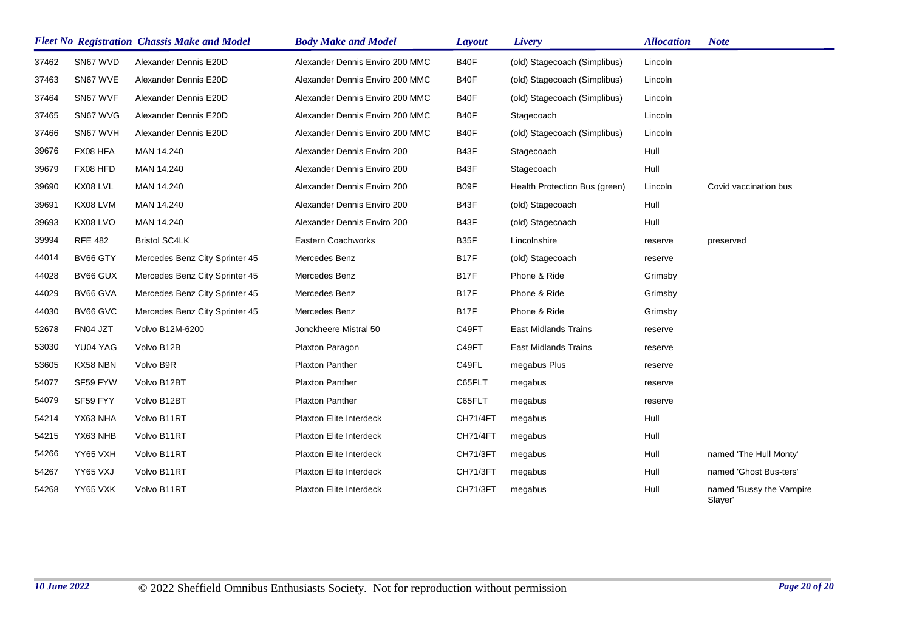| Fleet No | Registration | Chassis Make and Model | Body Make and Model | Layout | Livery | Allocation | Note |
|---|---|---|---|---|---|---|---|
| 37462 | SN67 WVD | Alexander Dennis E20D | Alexander Dennis Enviro 200 MMC | B40F | (old) Stagecoach (Simplibus) | Lincoln | |
| 37463 | SN67 WVE | Alexander Dennis E20D | Alexander Dennis Enviro 200 MMC | B40F | (old) Stagecoach (Simplibus) | Lincoln | |
| 37464 | SN67 WVF | Alexander Dennis E20D | Alexander Dennis Enviro 200 MMC | B40F | (old) Stagecoach (Simplibus) | Lincoln | |
| 37465 | SN67 WVG | Alexander Dennis E20D | Alexander Dennis Enviro 200 MMC | B40F | Stagecoach | Lincoln | |
| 37466 | SN67 WVH | Alexander Dennis E20D | Alexander Dennis Enviro 200 MMC | B40F | (old) Stagecoach (Simplibus) | Lincoln | |
| 39676 | FX08 HFA | MAN 14.240 | Alexander Dennis Enviro 200 | B43F | Stagecoach | Hull | |
| 39679 | FX08 HFD | MAN 14.240 | Alexander Dennis Enviro 200 | B43F | Stagecoach | Hull | |
| 39690 | KX08 LVL | MAN 14.240 | Alexander Dennis Enviro 200 | B09F | Health Protection Bus (green) | Lincoln | Covid vaccination bus |
| 39691 | KX08 LVM | MAN 14.240 | Alexander Dennis Enviro 200 | B43F | (old) Stagecoach | Hull | |
| 39693 | KX08 LVO | MAN 14.240 | Alexander Dennis Enviro 200 | B43F | (old) Stagecoach | Hull | |
| 39994 | RFE 482 | Bristol SC4LK | Eastern Coachworks | B35F | Lincolnshire | reserve | preserved |
| 44014 | BV66 GTY | Mercedes Benz City Sprinter 45 | Mercedes Benz | B17F | (old) Stagecoach | reserve | |
| 44028 | BV66 GUX | Mercedes Benz City Sprinter 45 | Mercedes Benz | B17F | Phone & Ride | Grimsby | |
| 44029 | BV66 GVA | Mercedes Benz City Sprinter 45 | Mercedes Benz | B17F | Phone & Ride | Grimsby | |
| 44030 | BV66 GVC | Mercedes Benz City Sprinter 45 | Mercedes Benz | B17F | Phone & Ride | Grimsby | |
| 52678 | FN04 JZT | Volvo B12M-6200 | Jonckheere Mistral 50 | C49FT | East Midlands Trains | reserve | |
| 53030 | YU04 YAG | Volvo B12B | Plaxton Paragon | C49FT | East Midlands Trains | reserve | |
| 53605 | KX58 NBN | Volvo B9R | Plaxton Panther | C49FL | megabus Plus | reserve | |
| 54077 | SF59 FYW | Volvo B12BT | Plaxton Panther | C65FLT | megabus | reserve | |
| 54079 | SF59 FYY | Volvo B12BT | Plaxton Panther | C65FLT | megabus | reserve | |
| 54214 | YX63 NHA | Volvo B11RT | Plaxton Elite Interdeck | CH71/4FT | megabus | Hull | |
| 54215 | YX63 NHB | Volvo B11RT | Plaxton Elite Interdeck | CH71/4FT | megabus | Hull | |
| 54266 | YY65 VXH | Volvo B11RT | Plaxton Elite Interdeck | CH71/3FT | megabus | Hull | named 'The Hull Monty' |
| 54267 | YY65 VXJ | Volvo B11RT | Plaxton Elite Interdeck | CH71/3FT | megabus | Hull | named 'Ghost Bus-ters' |
| 54268 | YY65 VXK | Volvo B11RT | Plaxton Elite Interdeck | CH71/3FT | megabus | Hull | named 'Bussy the Vampire Slayer' |

*10 June 2022* © 2022 Sheffield Omnibus Enthusiasts Society. Not for reproduction without permission